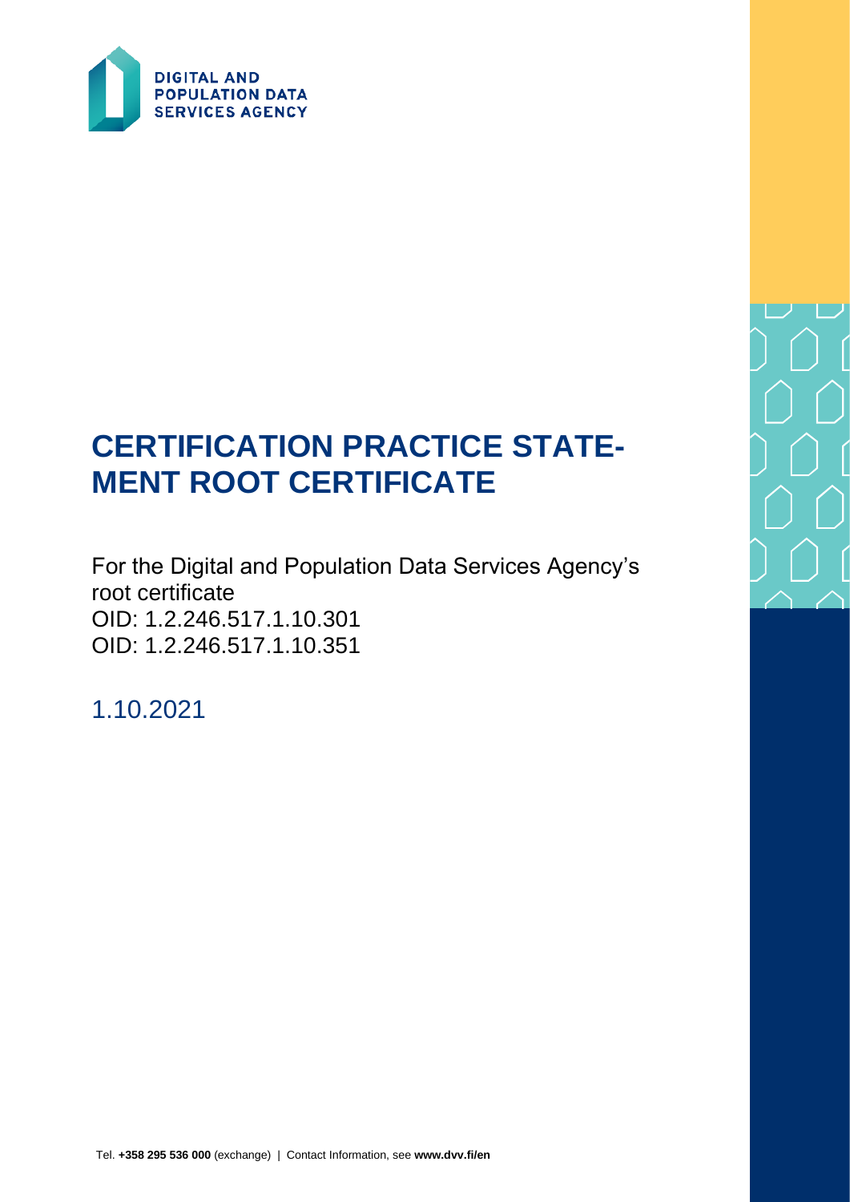DIGITAL AND POPULATION DATA SERVICES AGENCY

# CERTIFICATION PRACTICE STATE-MENT ROOT CERTIFICATE

For the Digital and Population Data Services Agency's root certificate
OID: 1.2.246.517.1.10.301
OID: 1.2.246.517.1.10.351

1.10.2021

Tel. **+358 295 536 000** (exchange) | Contact Information, see **www.dvv.fi/en**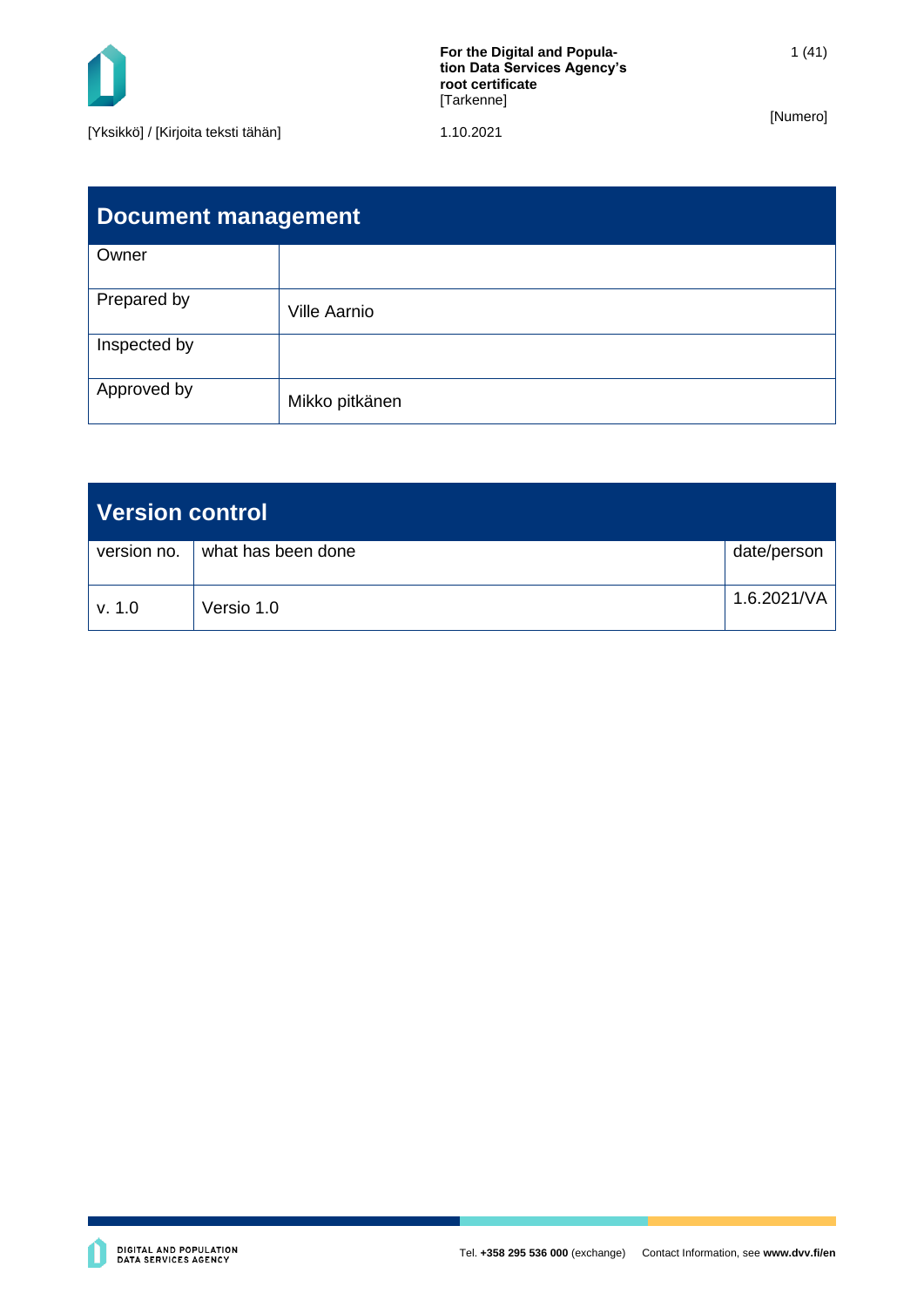## Document management

| Owner | |
|---|---|
| Prepared by | Ville Aarnio |
| Inspected by | |
| Approved by | Mikko pitkänen |

## Version control

| version no. | what has been done | date/person |
|---|---|---|
| v. 1.0 | Versio 1.0 | 1.6.2021/VA |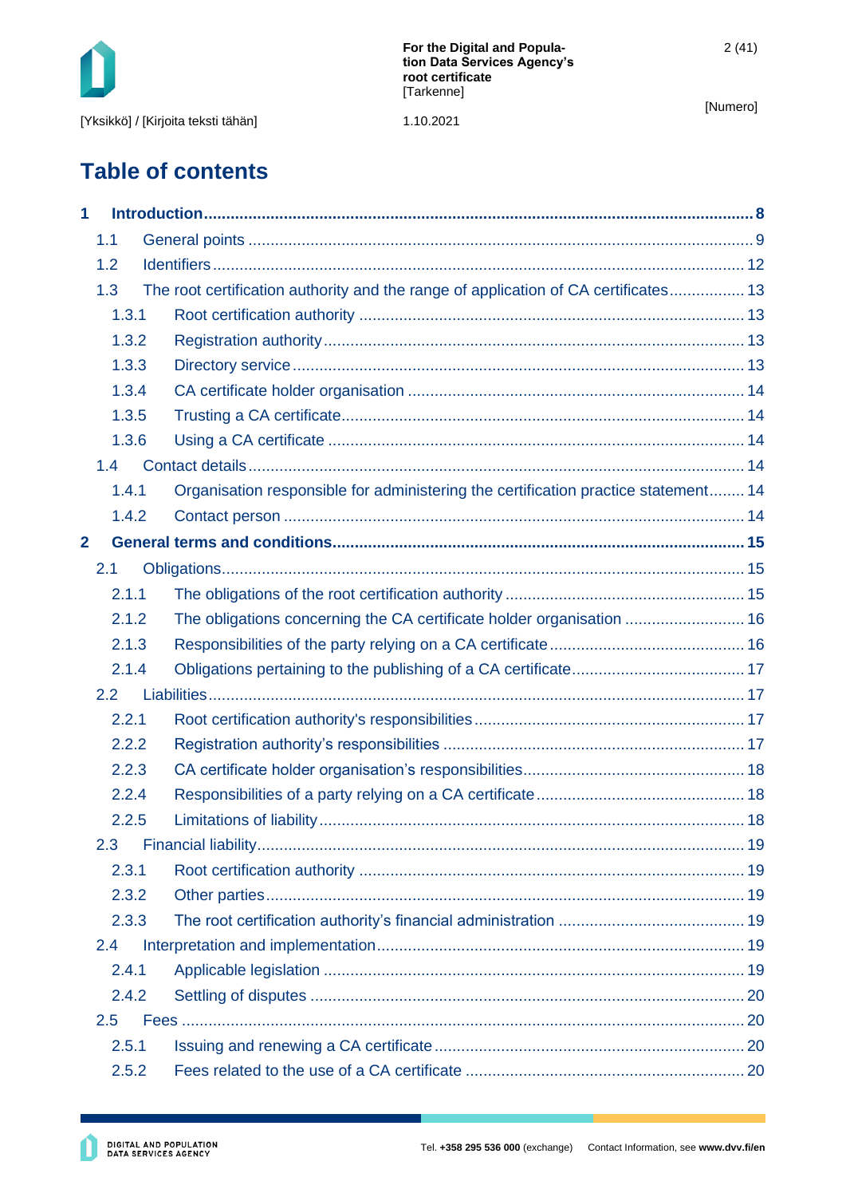# Table of contents

**1 Introduction ... 8**

- 1.1 General points ... 9
- 1.2 Identifiers ... 12
- 1.3 The root certification authority and the range of application of CA certificates ... 13
  - 1.3.1 Root certification authority ... 13
  - 1.3.2 Registration authority ... 13
  - 1.3.3 Directory service ... 13
  - 1.3.4 CA certificate holder organisation ... 14
  - 1.3.5 Trusting a CA certificate ... 14
  - 1.3.6 Using a CA certificate ... 14
- 1.4 Contact details ... 14
  - 1.4.1 Organisation responsible for administering the certification practice statement ... 14
  - 1.4.2 Contact person ... 14

**2 General terms and conditions ... 15**

- 2.1 Obligations ... 15
  - 2.1.1 The obligations of the root certification authority ... 15
  - 2.1.2 The obligations concerning the CA certificate holder organisation ... 16
  - 2.1.3 Responsibilities of the party relying on a CA certificate ... 16
  - 2.1.4 Obligations pertaining to the publishing of a CA certificate ... 17
- 2.2 Liabilities ... 17
  - 2.2.1 Root certification authority's responsibilities ... 17
  - 2.2.2 Registration authority's responsibilities ... 17
  - 2.2.3 CA certificate holder organisation's responsibilities ... 18
  - 2.2.4 Responsibilities of a party relying on a CA certificate ... 18
  - 2.2.5 Limitations of liability ... 18
- 2.3 Financial liability ... 19
  - 2.3.1 Root certification authority ... 19
  - 2.3.2 Other parties ... 19
  - 2.3.3 The root certification authority's financial administration ... 19
- 2.4 Interpretation and implementation ... 19
  - 2.4.1 Applicable legislation ... 19
  - 2.4.2 Settling of disputes ... 20
- 2.5 Fees ... 20
  - 2.5.1 Issuing and renewing a CA certificate ... 20
  - 2.5.2 Fees related to the use of a CA certificate ... 20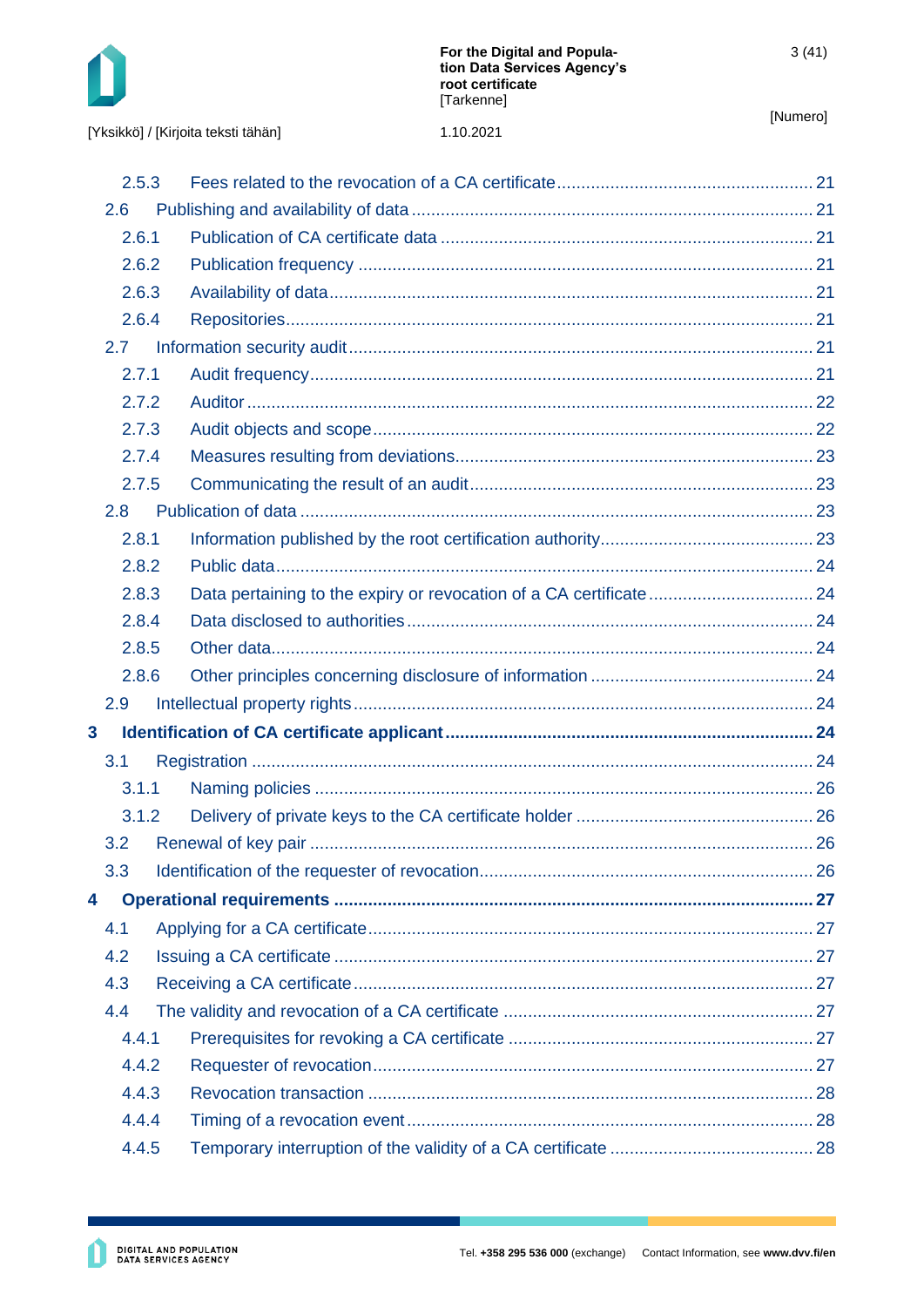2.5.3 Fees related to the revocation of a CA certificate ... 21
2.6 Publishing and availability of data ... 21
2.6.1 Publication of CA certificate data ... 21
2.6.2 Publication frequency ... 21
2.6.3 Availability of data ... 21
2.6.4 Repositories ... 21
2.7 Information security audit ... 21
2.7.1 Audit frequency ... 21
2.7.2 Auditor ... 22
2.7.3 Audit objects and scope ... 22
2.7.4 Measures resulting from deviations ... 23
2.7.5 Communicating the result of an audit ... 23
2.8 Publication of data ... 23
2.8.1 Information published by the root certification authority ... 23
2.8.2 Public data ... 24
2.8.3 Data pertaining to the expiry or revocation of a CA certificate ... 24
2.8.4 Data disclosed to authorities ... 24
2.8.5 Other data ... 24
2.8.6 Other principles concerning disclosure of information ... 24
2.9 Intellectual property rights ... 24
**3 Identification of CA certificate applicant ... 24**
3.1 Registration ... 24
3.1.1 Naming policies ... 26
3.1.2 Delivery of private keys to the CA certificate holder ... 26
3.2 Renewal of key pair ... 26
3.3 Identification of the requester of revocation ... 26
**4 Operational requirements ... 27**
4.1 Applying for a CA certificate ... 27
4.2 Issuing a CA certificate ... 27
4.3 Receiving a CA certificate ... 27
4.4 The validity and revocation of a CA certificate ... 27
4.4.1 Prerequisites for revoking a CA certificate ... 27
4.4.2 Requester of revocation ... 27
4.4.3 Revocation transaction ... 28
4.4.4 Timing of a revocation event ... 28
4.4.5 Temporary interruption of the validity of a CA certificate ... 28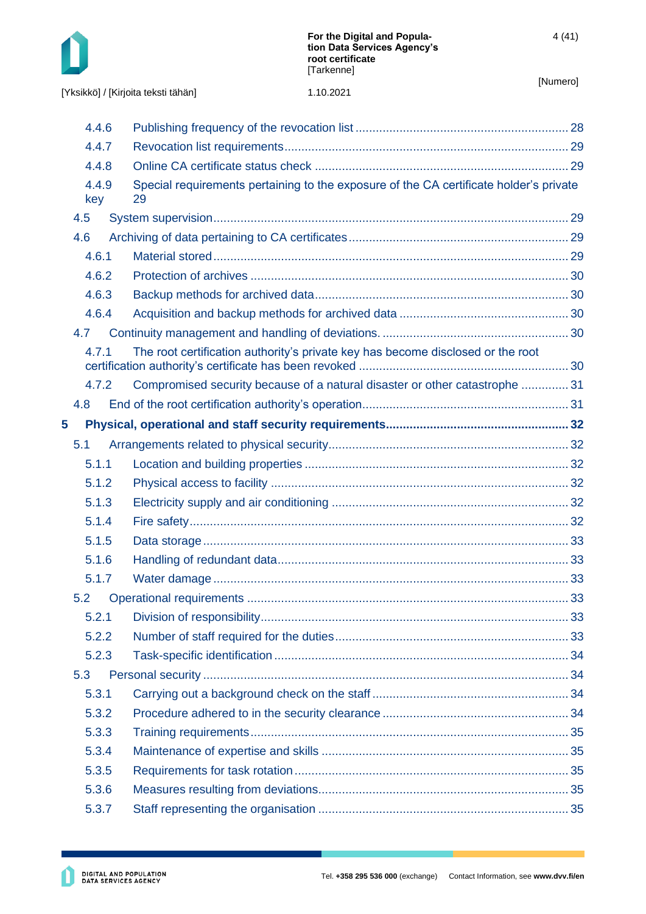4.4.6 Publishing frequency of the revocation list ........ 28

4.4.7 Revocation list requirements ........ 29

4.4.8 Online CA certificate status check ........ 29

4.4.9 Special requirements pertaining to the exposure of the CA certificate holder's private key 29

4.5 System supervision ........ 29

4.6 Archiving of data pertaining to CA certificates ........ 29

4.6.1 Material stored ........ 29

4.6.2 Protection of archives ........ 30

4.6.3 Backup methods for archived data ........ 30

4.6.4 Acquisition and backup methods for archived data ........ 30

4.7 Continuity management and handling of deviations. ........ 30

4.7.1 The root certification authority's private key has become disclosed or the root certification authority's certificate has been revoked ........ 30

4.7.2 Compromised security because of a natural disaster or other catastrophe ........ 31

4.8 End of the root certification authority's operation ........ 31

**5 Physical, operational and staff security requirements ........ 32**

5.1 Arrangements related to physical security ........ 32

5.1.1 Location and building properties ........ 32

5.1.2 Physical access to facility ........ 32

5.1.3 Electricity supply and air conditioning ........ 32

5.1.4 Fire safety ........ 32

5.1.5 Data storage ........ 33

5.1.6 Handling of redundant data ........ 33

5.1.7 Water damage ........ 33

5.2 Operational requirements ........ 33

5.2.1 Division of responsibility ........ 33

5.2.2 Number of staff required for the duties ........ 33

5.2.3 Task-specific identification ........ 34

5.3 Personal security ........ 34

5.3.1 Carrying out a background check on the staff ........ 34

5.3.2 Procedure adhered to in the security clearance ........ 34

5.3.3 Training requirements ........ 35

5.3.4 Maintenance of expertise and skills ........ 35

5.3.5 Requirements for task rotation ........ 35

5.3.6 Measures resulting from deviations ........ 35

5.3.7 Staff representing the organisation ........ 35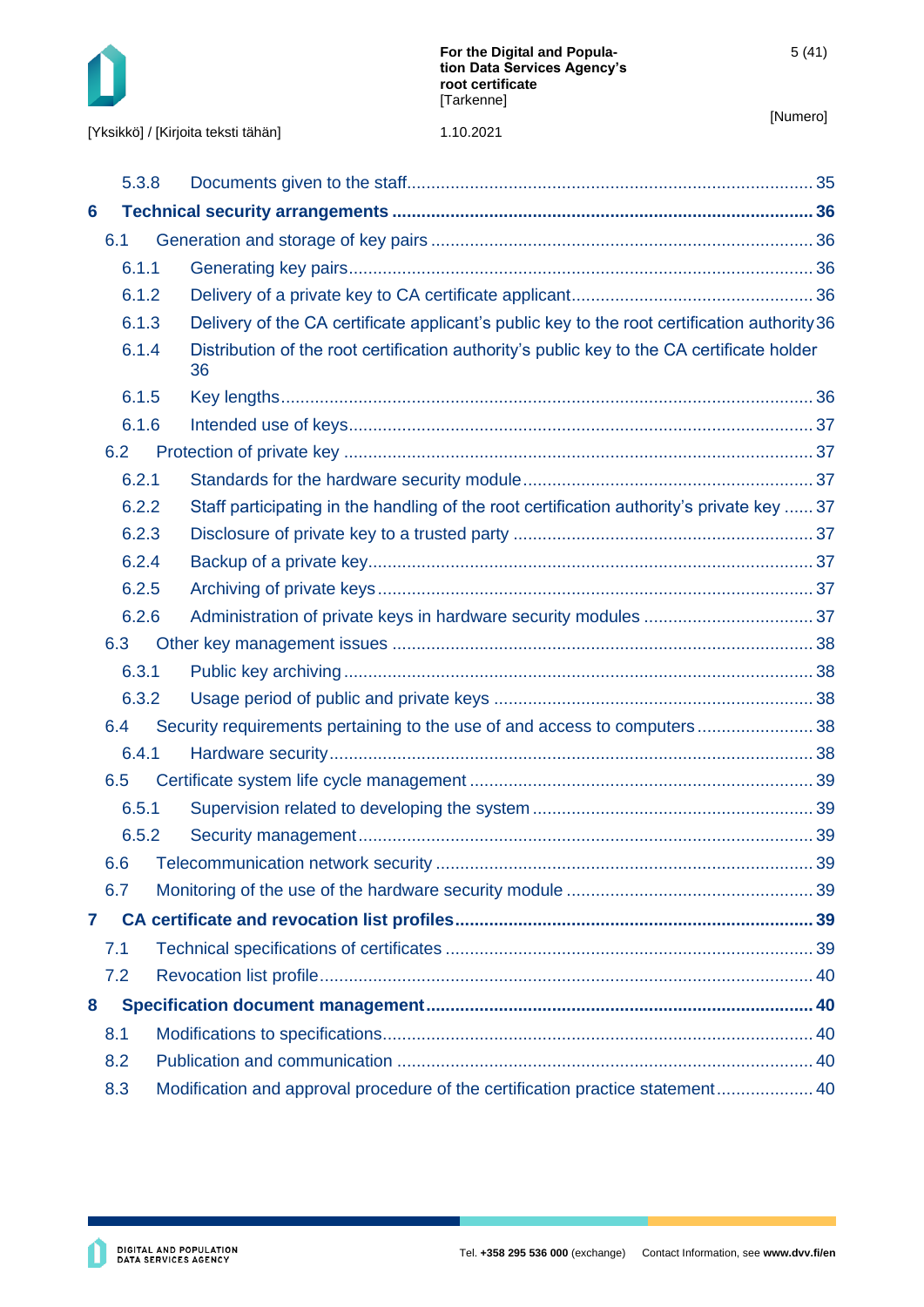5.3.8 Documents given to the staff ..... 35

**6 Technical security arrangements ..... 36**

6.1 Generation and storage of key pairs ..... 36

6.1.1 Generating key pairs ..... 36

6.1.2 Delivery of a private key to CA certificate applicant ..... 36

6.1.3 Delivery of the CA certificate applicant's public key to the root certification authority 36

6.1.4 Distribution of the root certification authority's public key to the CA certificate holder 36

6.1.5 Key lengths ..... 36

6.1.6 Intended use of keys ..... 37

6.2 Protection of private key ..... 37

6.2.1 Standards for the hardware security module ..... 37

6.2.2 Staff participating in the handling of the root certification authority's private key ..... 37

6.2.3 Disclosure of private key to a trusted party ..... 37

6.2.4 Backup of a private key ..... 37

6.2.5 Archiving of private keys ..... 37

6.2.6 Administration of private keys in hardware security modules ..... 37

6.3 Other key management issues ..... 38

6.3.1 Public key archiving ..... 38

6.3.2 Usage period of public and private keys ..... 38

6.4 Security requirements pertaining to the use of and access to computers ..... 38

6.4.1 Hardware security ..... 38

6.5 Certificate system life cycle management ..... 39

6.5.1 Supervision related to developing the system ..... 39

6.5.2 Security management ..... 39

6.6 Telecommunication network security ..... 39

6.7 Monitoring of the use of the hardware security module ..... 39

**7 CA certificate and revocation list profiles ..... 39**

7.1 Technical specifications of certificates ..... 39

7.2 Revocation list profile ..... 40

**8 Specification document management ..... 40**

8.1 Modifications to specifications ..... 40

8.2 Publication and communication ..... 40

8.3 Modification and approval procedure of the certification practice statement ..... 40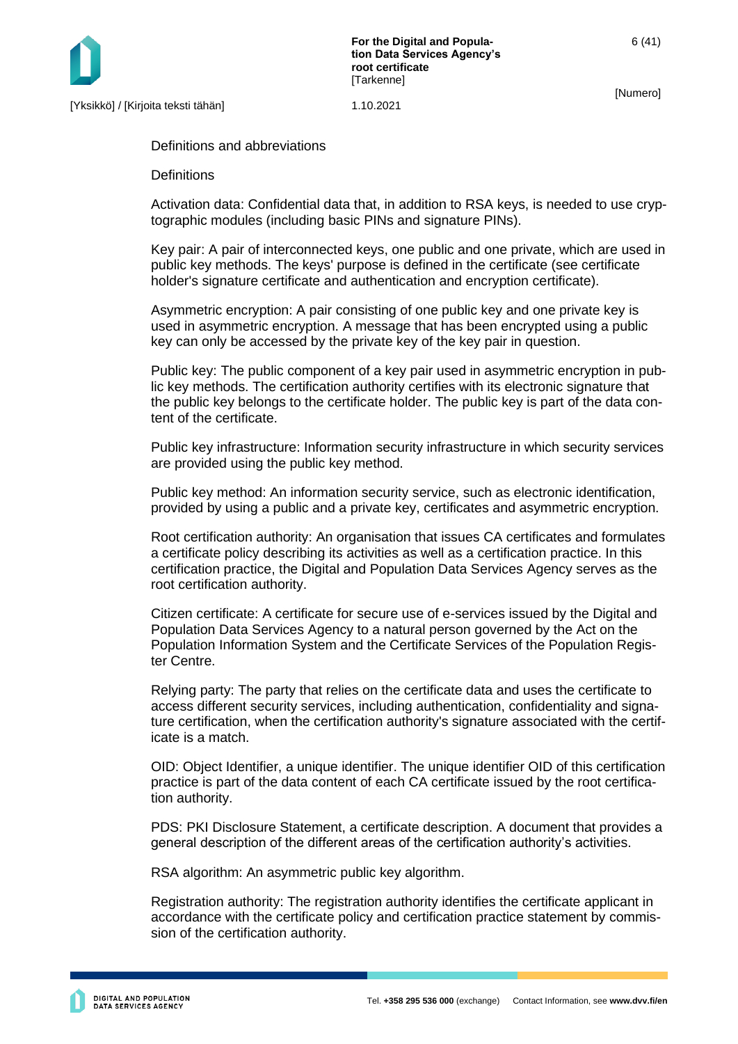## Definitions and abbreviations

### Definitions

Activation data: Confidential data that, in addition to RSA keys, is needed to use cryptographic modules (including basic PINs and signature PINs).

Key pair: A pair of interconnected keys, one public and one private, which are used in public key methods. The keys' purpose is defined in the certificate (see certificate holder's signature certificate and authentication and encryption certificate).

Asymmetric encryption: A pair consisting of one public key and one private key is used in asymmetric encryption. A message that has been encrypted using a public key can only be accessed by the private key of the key pair in question.

Public key: The public component of a key pair used in asymmetric encryption in public key methods. The certification authority certifies with its electronic signature that the public key belongs to the certificate holder. The public key is part of the data content of the certificate.

Public key infrastructure: Information security infrastructure in which security services are provided using the public key method.

Public key method: An information security service, such as electronic identification, provided by using a public and a private key, certificates and asymmetric encryption.

Root certification authority: An organisation that issues CA certificates and formulates a certificate policy describing its activities as well as a certification practice. In this certification practice, the Digital and Population Data Services Agency serves as the root certification authority.

Citizen certificate: A certificate for secure use of e-services issued by the Digital and Population Data Services Agency to a natural person governed by the Act on the Population Information System and the Certificate Services of the Population Register Centre.

Relying party: The party that relies on the certificate data and uses the certificate to access different security services, including authentication, confidentiality and signature certification, when the certification authority's signature associated with the certificate is a match.

OID: Object Identifier, a unique identifier. The unique identifier OID of this certification practice is part of the data content of each CA certificate issued by the root certification authority.

PDS: PKI Disclosure Statement, a certificate description. A document that provides a general description of the different areas of the certification authority's activities.

RSA algorithm: An asymmetric public key algorithm.

Registration authority: The registration authority identifies the certificate applicant in accordance with the certificate policy and certification practice statement by commission of the certification authority.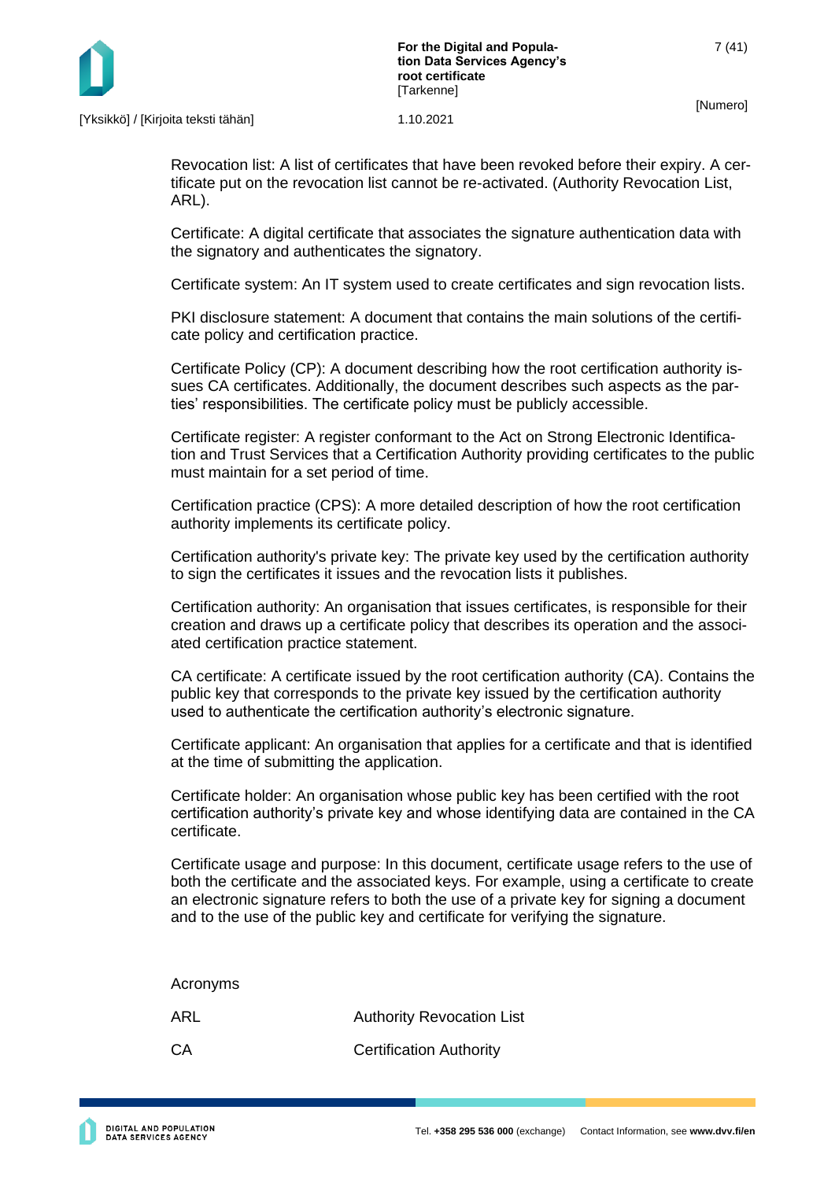Revocation list: A list of certificates that have been revoked before their expiry. A certificate put on the revocation list cannot be re-activated. (Authority Revocation List, ARL).

Certificate: A digital certificate that associates the signature authentication data with the signatory and authenticates the signatory.

Certificate system: An IT system used to create certificates and sign revocation lists.

PKI disclosure statement: A document that contains the main solutions of the certificate policy and certification practice.

Certificate Policy (CP): A document describing how the root certification authority issues CA certificates. Additionally, the document describes such aspects as the parties' responsibilities. The certificate policy must be publicly accessible.

Certificate register: A register conformant to the Act on Strong Electronic Identification and Trust Services that a Certification Authority providing certificates to the public must maintain for a set period of time.

Certification practice (CPS): A more detailed description of how the root certification authority implements its certificate policy.

Certification authority's private key: The private key used by the certification authority to sign the certificates it issues and the revocation lists it publishes.

Certification authority: An organisation that issues certificates, is responsible for their creation and draws up a certificate policy that describes its operation and the associated certification practice statement.

CA certificate: A certificate issued by the root certification authority (CA). Contains the public key that corresponds to the private key issued by the certification authority used to authenticate the certification authority's electronic signature.

Certificate applicant: An organisation that applies for a certificate and that is identified at the time of submitting the application.

Certificate holder: An organisation whose public key has been certified with the root certification authority's private key and whose identifying data are contained in the CA certificate.

Certificate usage and purpose: In this document, certificate usage refers to the use of both the certificate and the associated keys. For example, using a certificate to create an electronic signature refers to both the use of a private key for signing a document and to the use of the public key and certificate for verifying the signature.

Acronyms

| | |
|---|---|
| ARL | Authority Revocation List |
| CA | Certification Authority |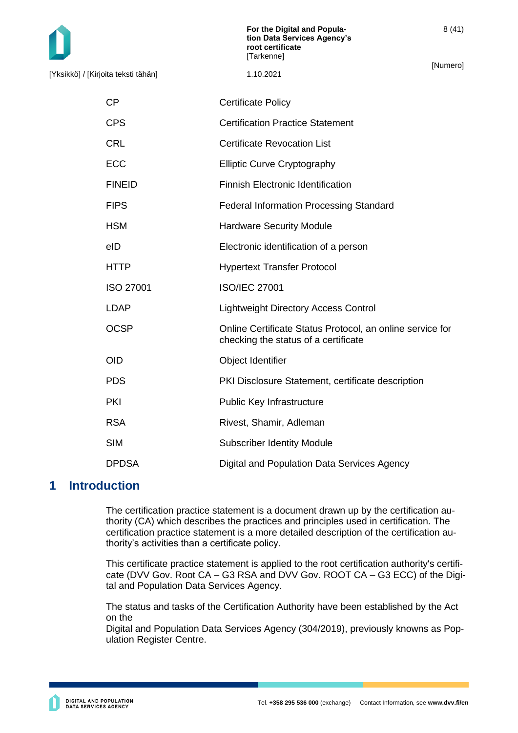| | |
|---|---|
| CP | Certificate Policy |
| CPS | Certification Practice Statement |
| CRL | Certificate Revocation List |
| ECC | Elliptic Curve Cryptography |
| FINEID | Finnish Electronic Identification |
| FIPS | Federal Information Processing Standard |
| HSM | Hardware Security Module |
| eID | Electronic identification of a person |
| HTTP | Hypertext Transfer Protocol |
| ISO 27001 | ISO/IEC 27001 |
| LDAP | Lightweight Directory Access Control |
| OCSP | Online Certificate Status Protocol, an online service for checking the status of a certificate |
| OID | Object Identifier |
| PDS | PKI Disclosure Statement, certificate description |
| PKI | Public Key Infrastructure |
| RSA | Rivest, Shamir, Adleman |
| SIM | Subscriber Identity Module |
| DPDSA | Digital and Population Data Services Agency |

# 1 Introduction

The certification practice statement is a document drawn up by the certification authority (CA) which describes the practices and principles used in certification. The certification practice statement is a more detailed description of the certification authority's activities than a certificate policy.

This certificate practice statement is applied to the root certification authority's certificate (DVV Gov. Root CA – G3 RSA and DVV Gov. ROOT CA – G3 ECC) of the Digital and Population Data Services Agency.

The status and tasks of the Certification Authority have been established by the Act on the
Digital and Population Data Services Agency (304/2019), previously knowns as Population Register Centre.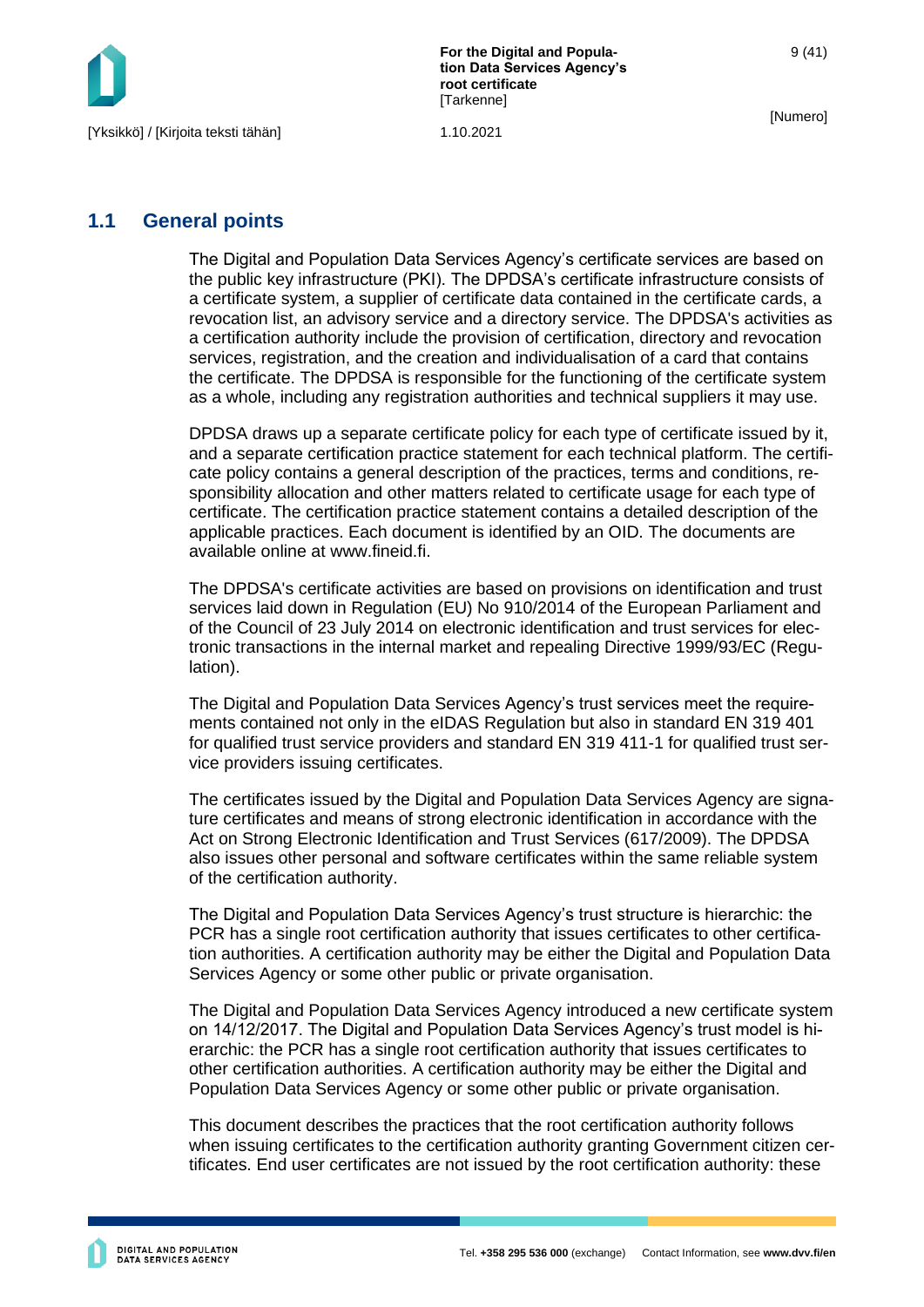## 1.1 General points

The Digital and Population Data Services Agency's certificate services are based on the public key infrastructure (PKI). The DPDSA's certificate infrastructure consists of a certificate system, a supplier of certificate data contained in the certificate cards, a revocation list, an advisory service and a directory service. The DPDSA's activities as a certification authority include the provision of certification, directory and revocation services, registration, and the creation and individualisation of a card that contains the certificate. The DPDSA is responsible for the functioning of the certificate system as a whole, including any registration authorities and technical suppliers it may use.

DPDSA draws up a separate certificate policy for each type of certificate issued by it, and a separate certification practice statement for each technical platform. The certificate policy contains a general description of the practices, terms and conditions, responsibility allocation and other matters related to certificate usage for each type of certificate. The certification practice statement contains a detailed description of the applicable practices. Each document is identified by an OID. The documents are available online at www.fineid.fi.

The DPDSA's certificate activities are based on provisions on identification and trust services laid down in Regulation (EU) No 910/2014 of the European Parliament and of the Council of 23 July 2014 on electronic identification and trust services for electronic transactions in the internal market and repealing Directive 1999/93/EC (Regulation).

The Digital and Population Data Services Agency's trust services meet the requirements contained not only in the eIDAS Regulation but also in standard EN 319 401 for qualified trust service providers and standard EN 319 411-1 for qualified trust service providers issuing certificates.

The certificates issued by the Digital and Population Data Services Agency are signature certificates and means of strong electronic identification in accordance with the Act on Strong Electronic Identification and Trust Services (617/2009). The DPDSA also issues other personal and software certificates within the same reliable system of the certification authority.

The Digital and Population Data Services Agency's trust structure is hierarchic: the PCR has a single root certification authority that issues certificates to other certification authorities. A certification authority may be either the Digital and Population Data Services Agency or some other public or private organisation.

The Digital and Population Data Services Agency introduced a new certificate system on 14/12/2017. The Digital and Population Data Services Agency's trust model is hierarchic: the PCR has a single root certification authority that issues certificates to other certification authorities. A certification authority may be either the Digital and Population Data Services Agency or some other public or private organisation.

This document describes the practices that the root certification authority follows when issuing certificates to the certification authority granting Government citizen certificates. End user certificates are not issued by the root certification authority: these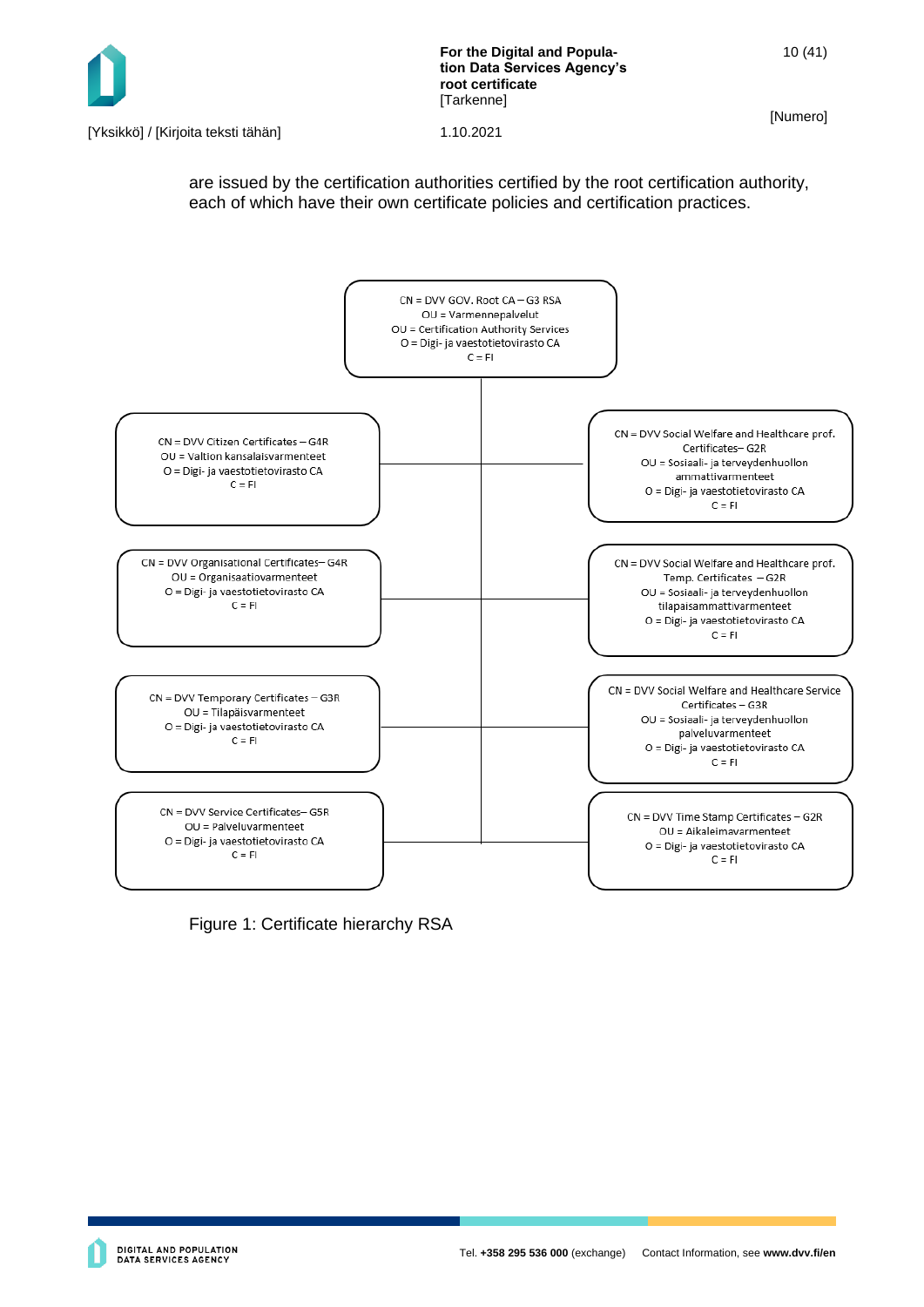are issued by the certification authorities certified by the root certification authority, each of which have their own certificate policies and certification practices.

CN = DVV GOV. Root CA – G3 RSA
OU = Varmennepalvelut
OU = Certification Authority Services
O = Digi- ja vaestotietovirasto CA
C = FI

CN = DVV Citizen Certificates – G4R
OU = Valtion kansalaisvarmenteet
O = Digi- ja vaestotietovirasto CA
C = FI

CN = DVV Social Welfare and Healthcare prof. Certificates– G2R
OU = Sosiaali- ja terveydenhuollon ammattivarmenteet
O = Digi- ja vaestotietovirasto CA
C = FI

CN = DVV Organisational Certificates– G4R
OU = Organisaatiovarmenteet
O = Digi- ja vaestotietovirasto CA
C = FI

CN = DVV Social Welfare and Healthcare prof. Temp. Certificates – G2R
OU = Sosiaali- ja terveydenhuollon tilapaisammattivarmenteet
O = Digi- ja vaestotietovirasto CA
C = FI

CN = DVV Temporary Certificates – G3R
OU = Tilapäisvarmenteet
O = Digi- ja vaestotietovirasto CA
C = FI

CN = DVV Social Welfare and Healthcare Service Certificates – G3R
OU = Sosiaali- ja terveydenhuollon palveluvarmenteet
O = Digi- ja vaestotietovirasto CA
C = FI

CN = DVV Service Certificates– G5R
OU = Palveluvarmenteet
O = Digi- ja vaestotietovirasto CA
C = FI

CN = DVV Time Stamp Certificates – G2R
OU = Aikaleimavarmenteet
O = Digi- ja vaestotietovirasto CA
C = FI

Figure 1: Certificate hierarchy RSA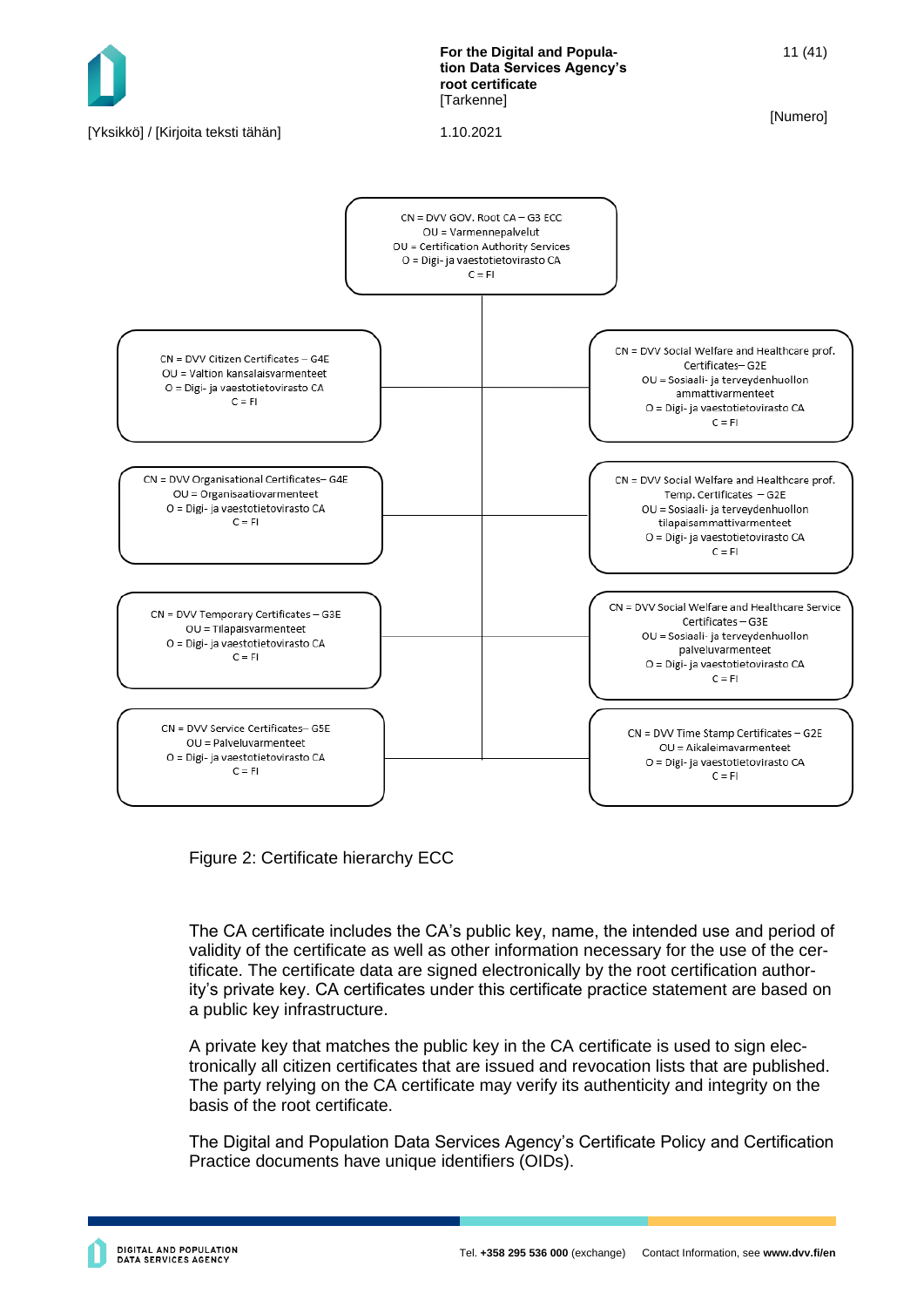CN = DVV GOV. Root CA – G3 ECC
OU = Varmennepalvelut
OU = Certification Authority Services
O = Digi- ja vaestotietovirasto CA
C = FI

CN = DVV Citizen Certificates – G4E
OU = Valtion kansalaisvarmenteet
O = Digi- ja vaestotietovirasto CA
C = FI

CN = DVV Social Welfare and Healthcare prof. Certificates– G2E
OU = Sosiaali- ja terveydenhuollon ammattivarmenteet
O = Digi- ja vaestotietovirasto CA
C = FI

CN = DVV Organisational Certificates– G4E
OU = Organisaatiovarmenteet
O = Digi- ja vaestotietovirasto CA
C = FI

CN = DVV Social Welfare and Healthcare prof. Temp. Certificates – G2E
OU = Sosiaali- ja terveydenhuollon tilapaisammattivarmenteet
O = Digi- ja vaestotietovirasto CA
C = FI

CN = DVV Temporary Certificates – G3E
OU = Tilapaisvarmenteet
O = Digi- ja vaestotietovirasto CA
C = FI

CN = DVV Social Welfare and Healthcare Service Certificates – G3E
OU = Sosiaali- ja terveydenhuollon palveluvarmenteet
O = Digi- ja vaestotietovirasto CA
C = FI

CN = DVV Service Certificates– G5E
OU = Palveluvarmenteet
O = Digi- ja vaestotietovirasto CA
C = FI

CN = DVV Time Stamp Certificates – G2E
OU = Aikaleimavarmenteet
O = Digi- ja vaestotietovirasto CA
C = FI

Figure 2: Certificate hierarchy ECC

The CA certificate includes the CA's public key, name, the intended use and period of validity of the certificate as well as other information necessary for the use of the certificate. The certificate data are signed electronically by the root certification authority's private key. CA certificates under this certificate practice statement are based on a public key infrastructure.

A private key that matches the public key in the CA certificate is used to sign electronically all citizen certificates that are issued and revocation lists that are published. The party relying on the CA certificate may verify its authenticity and integrity on the basis of the root certificate.

The Digital and Population Data Services Agency's Certificate Policy and Certification Practice documents have unique identifiers (OIDs).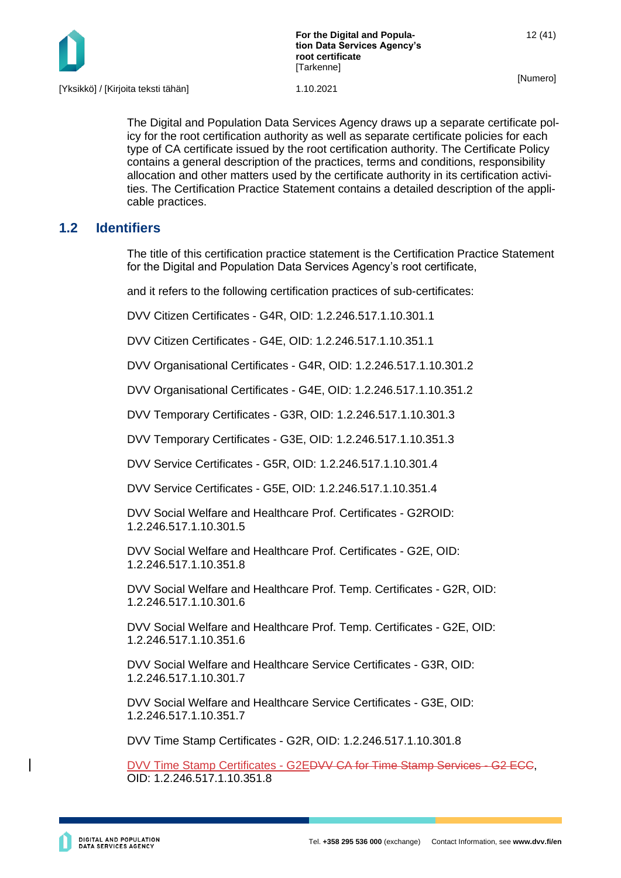The Digital and Population Data Services Agency draws up a separate certificate policy for the root certification authority as well as separate certificate policies for each type of CA certificate issued by the root certification authority. The Certificate Policy contains a general description of the practices, terms and conditions, responsibility allocation and other matters used by the certificate authority in its certification activities. The Certification Practice Statement contains a detailed description of the applicable practices.

## 1.2 Identifiers

The title of this certification practice statement is the Certification Practice Statement for the Digital and Population Data Services Agency's root certificate,

and it refers to the following certification practices of sub-certificates:

DVV Citizen Certificates - G4R, OID: 1.2.246.517.1.10.301.1

DVV Citizen Certificates - G4E, OID: 1.2.246.517.1.10.351.1

DVV Organisational Certificates - G4R, OID: 1.2.246.517.1.10.301.2

DVV Organisational Certificates - G4E, OID: 1.2.246.517.1.10.351.2

DVV Temporary Certificates - G3R, OID: 1.2.246.517.1.10.301.3

DVV Temporary Certificates - G3E, OID: 1.2.246.517.1.10.351.3

DVV Service Certificates - G5R, OID: 1.2.246.517.1.10.301.4

DVV Service Certificates - G5E, OID: 1.2.246.517.1.10.351.4

DVV Social Welfare and Healthcare Prof. Certificates - G2ROID: 1.2.246.517.1.10.301.5

DVV Social Welfare and Healthcare Prof. Certificates - G2E, OID: 1.2.246.517.1.10.351.8

DVV Social Welfare and Healthcare Prof. Temp. Certificates - G2R, OID: 1.2.246.517.1.10.301.6

DVV Social Welfare and Healthcare Prof. Temp. Certificates - G2E, OID: 1.2.246.517.1.10.351.6

DVV Social Welfare and Healthcare Service Certificates - G3R, OID: 1.2.246.517.1.10.301.7

DVV Social Welfare and Healthcare Service Certificates - G3E, OID: 1.2.246.517.1.10.351.7

DVV Time Stamp Certificates - G2R, OID: 1.2.246.517.1.10.301.8

DVV Time Stamp Certificates - G2E~~DVV CA for Time Stamp Services - G2 ECC~~, OID: 1.2.246.517.1.10.351.8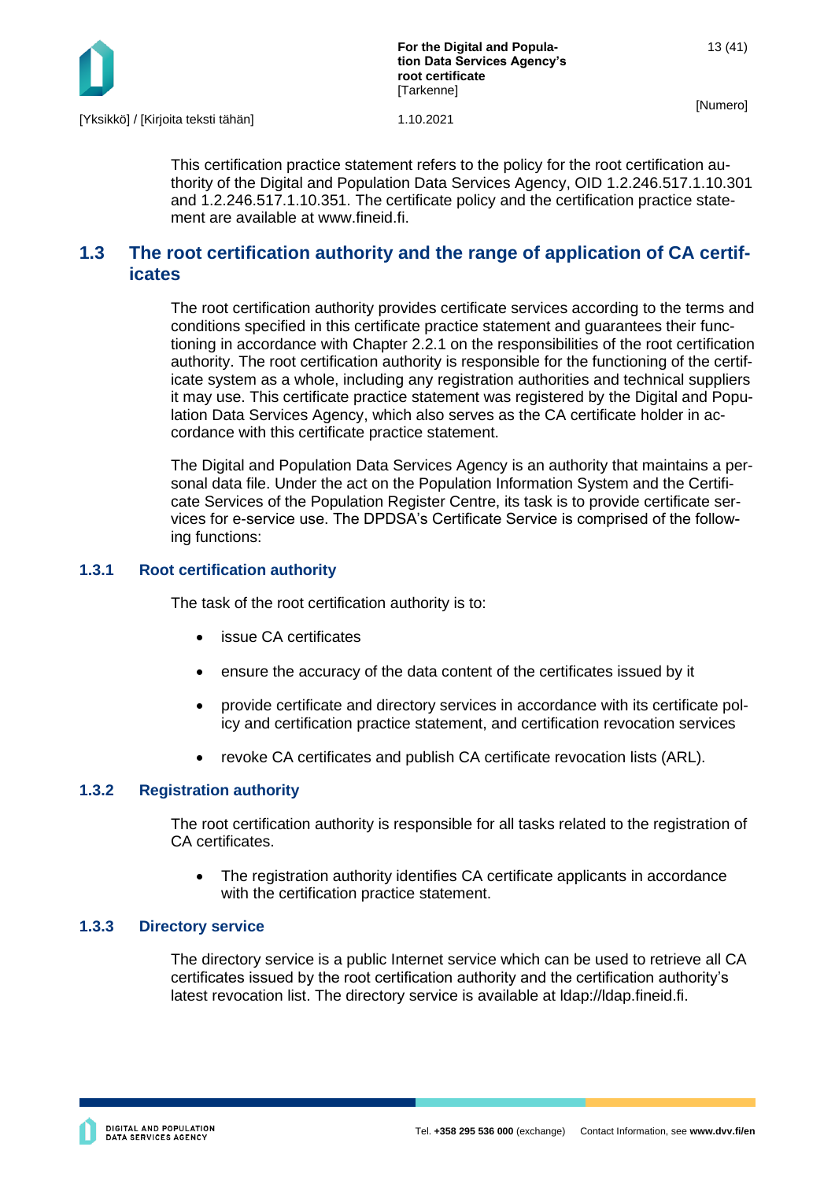This certification practice statement refers to the policy for the root certification authority of the Digital and Population Data Services Agency, OID 1.2.246.517.1.10.301 and 1.2.246.517.1.10.351. The certificate policy and the certification practice statement are available at www.fineid.fi.

## 1.3 The root certification authority and the range of application of CA certificates

The root certification authority provides certificate services according to the terms and conditions specified in this certificate practice statement and guarantees their functioning in accordance with Chapter 2.2.1 on the responsibilities of the root certification authority. The root certification authority is responsible for the functioning of the certificate system as a whole, including any registration authorities and technical suppliers it may use. This certificate practice statement was registered by the Digital and Population Data Services Agency, which also serves as the CA certificate holder in accordance with this certificate practice statement.

The Digital and Population Data Services Agency is an authority that maintains a personal data file. Under the act on the Population Information System and the Certificate Services of the Population Register Centre, its task is to provide certificate services for e-service use. The DPDSA's Certificate Service is comprised of the following functions:

### 1.3.1 Root certification authority

The task of the root certification authority is to:

- issue CA certificates
- ensure the accuracy of the data content of the certificates issued by it
- provide certificate and directory services in accordance with its certificate policy and certification practice statement, and certification revocation services
- revoke CA certificates and publish CA certificate revocation lists (ARL).

### 1.3.2 Registration authority

The root certification authority is responsible for all tasks related to the registration of CA certificates.

- The registration authority identifies CA certificate applicants in accordance with the certification practice statement.

### 1.3.3 Directory service

The directory service is a public Internet service which can be used to retrieve all CA certificates issued by the root certification authority and the certification authority's latest revocation list. The directory service is available at ldap://ldap.fineid.fi.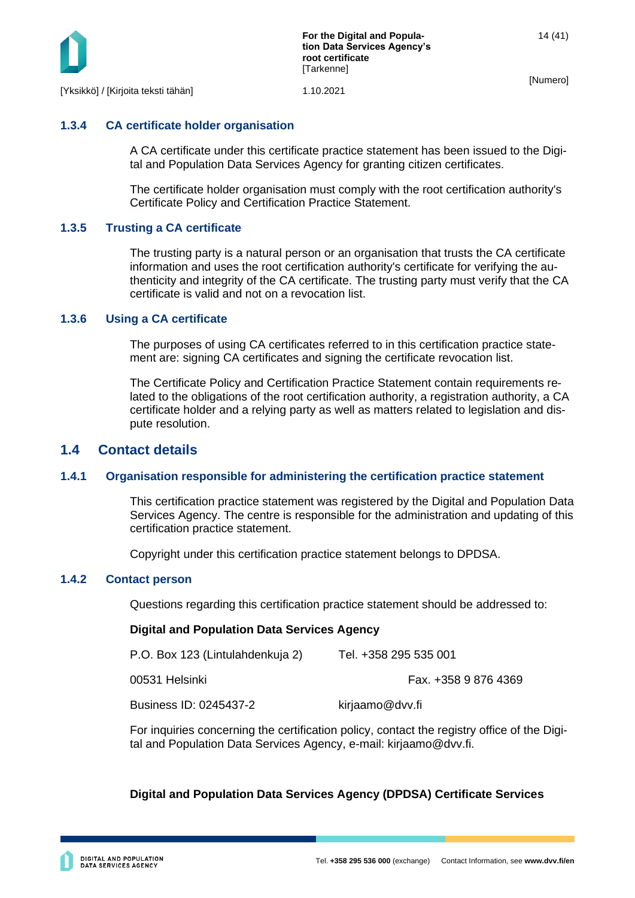### 1.3.4 CA certificate holder organisation

A CA certificate under this certificate practice statement has been issued to the Digital and Population Data Services Agency for granting citizen certificates.

The certificate holder organisation must comply with the root certification authority's Certificate Policy and Certification Practice Statement.

### 1.3.5 Trusting a CA certificate

The trusting party is a natural person or an organisation that trusts the CA certificate information and uses the root certification authority's certificate for verifying the authenticity and integrity of the CA certificate. The trusting party must verify that the CA certificate is valid and not on a revocation list.

### 1.3.6 Using a CA certificate

The purposes of using CA certificates referred to in this certification practice statement are: signing CA certificates and signing the certificate revocation list.

The Certificate Policy and Certification Practice Statement contain requirements related to the obligations of the root certification authority, a registration authority, a CA certificate holder and a relying party as well as matters related to legislation and dispute resolution.

## 1.4 Contact details

### 1.4.1 Organisation responsible for administering the certification practice statement

This certification practice statement was registered by the Digital and Population Data Services Agency. The centre is responsible for the administration and updating of this certification practice statement.

Copyright under this certification practice statement belongs to DPDSA.

### 1.4.2 Contact person

Questions regarding this certification practice statement should be addressed to:

**Digital and Population Data Services Agency**

P.O. Box 123 (Lintulahdenkuja 2) Tel. +358 295 535 001

00531 Helsinki Fax. +358 9 876 4369

Business ID: 0245437-2 kirjaamo@dvv.fi

For inquiries concerning the certification policy, contact the registry office of the Digital and Population Data Services Agency, e-mail: kirjaamo@dvv.fi.

**Digital and Population Data Services Agency (DPDSA) Certificate Services**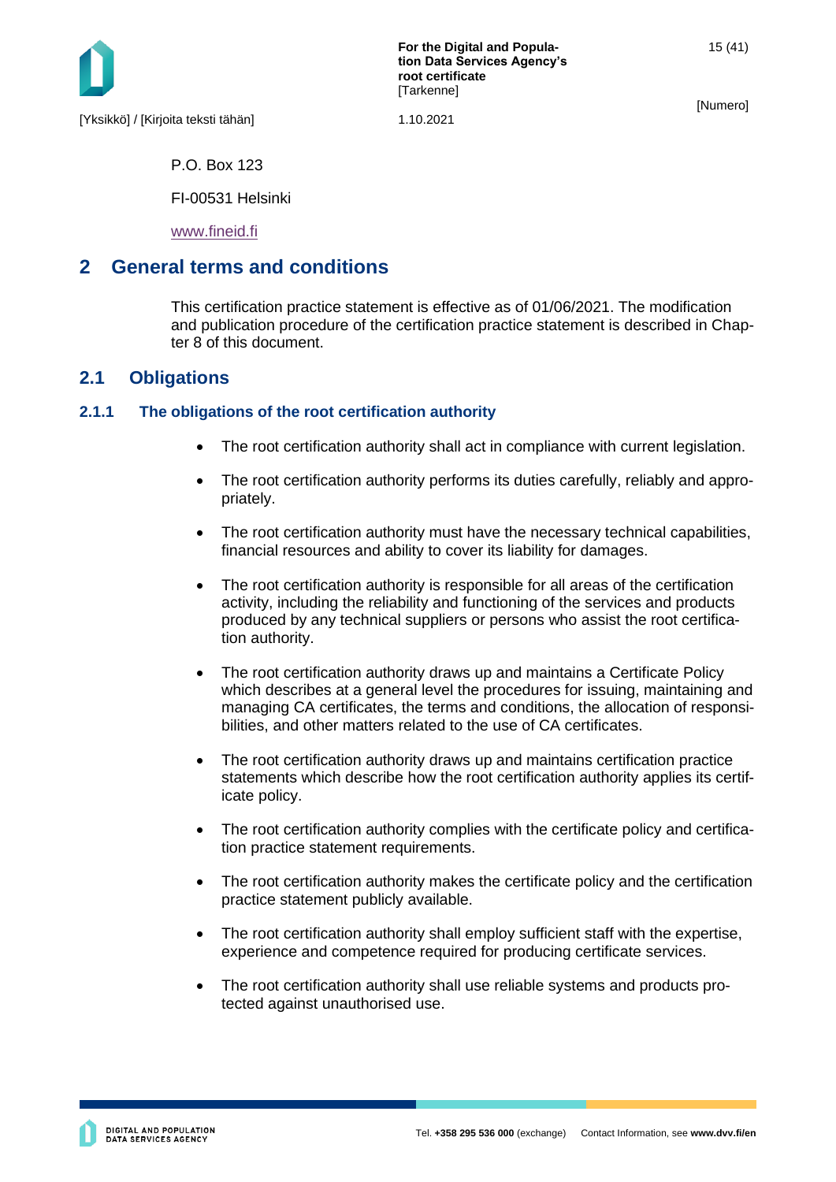P.O. Box 123

FI-00531 Helsinki

www.fineid.fi

# 2 General terms and conditions

This certification practice statement is effective as of 01/06/2021. The modification and publication procedure of the certification practice statement is described in Chapter 8 of this document.

## 2.1 Obligations

### 2.1.1 The obligations of the root certification authority

- The root certification authority shall act in compliance with current legislation.
- The root certification authority performs its duties carefully, reliably and appropriately.
- The root certification authority must have the necessary technical capabilities, financial resources and ability to cover its liability for damages.
- The root certification authority is responsible for all areas of the certification activity, including the reliability and functioning of the services and products produced by any technical suppliers or persons who assist the root certification authority.
- The root certification authority draws up and maintains a Certificate Policy which describes at a general level the procedures for issuing, maintaining and managing CA certificates, the terms and conditions, the allocation of responsibilities, and other matters related to the use of CA certificates.
- The root certification authority draws up and maintains certification practice statements which describe how the root certification authority applies its certificate policy.
- The root certification authority complies with the certificate policy and certification practice statement requirements.
- The root certification authority makes the certificate policy and the certification practice statement publicly available.
- The root certification authority shall employ sufficient staff with the expertise, experience and competence required for producing certificate services.
- The root certification authority shall use reliable systems and products protected against unauthorised use.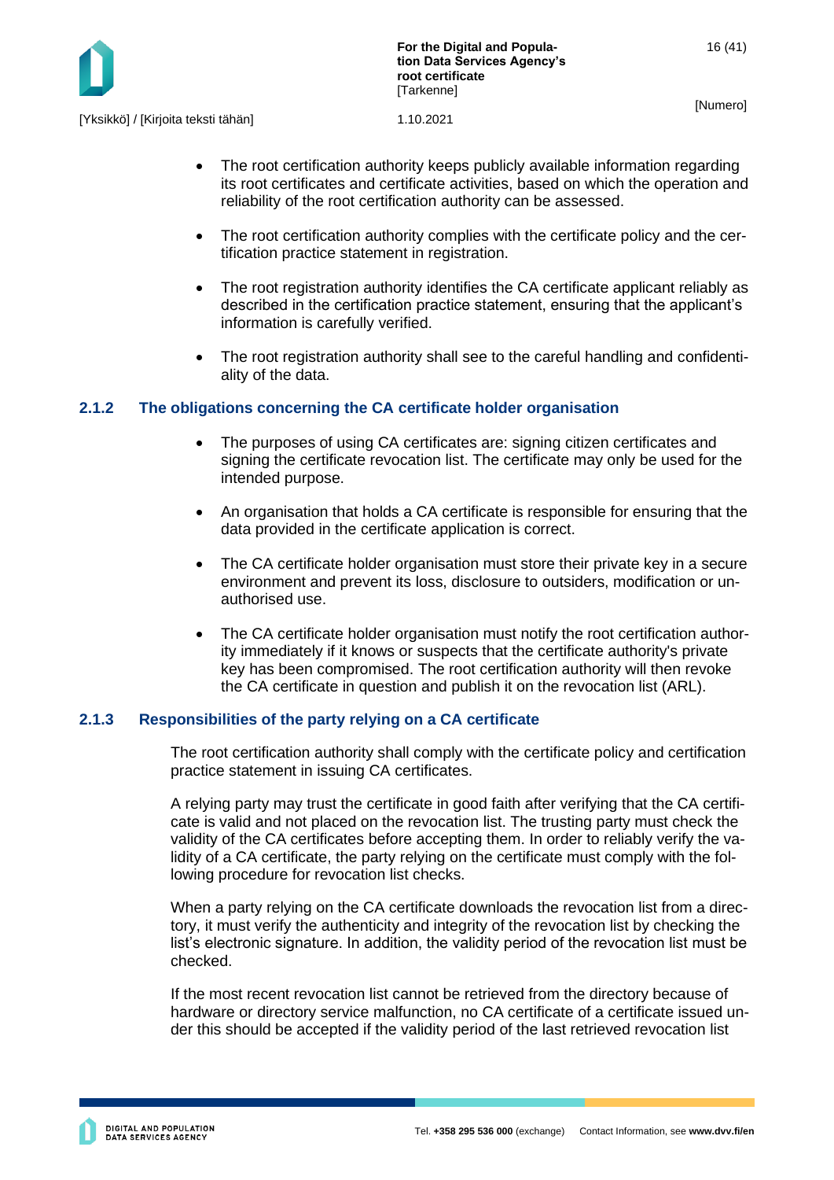- The root certification authority keeps publicly available information regarding its root certificates and certificate activities, based on which the operation and reliability of the root certification authority can be assessed.

- The root certification authority complies with the certificate policy and the certification practice statement in registration.

- The root registration authority identifies the CA certificate applicant reliably as described in the certification practice statement, ensuring that the applicant's information is carefully verified.

- The root registration authority shall see to the careful handling and confidentiality of the data.

### 2.1.2 The obligations concerning the CA certificate holder organisation

- The purposes of using CA certificates are: signing citizen certificates and signing the certificate revocation list. The certificate may only be used for the intended purpose.

- An organisation that holds a CA certificate is responsible for ensuring that the data provided in the certificate application is correct.

- The CA certificate holder organisation must store their private key in a secure environment and prevent its loss, disclosure to outsiders, modification or unauthorised use.

- The CA certificate holder organisation must notify the root certification authority immediately if it knows or suspects that the certificate authority's private key has been compromised. The root certification authority will then revoke the CA certificate in question and publish it on the revocation list (ARL).

### 2.1.3 Responsibilities of the party relying on a CA certificate

The root certification authority shall comply with the certificate policy and certification practice statement in issuing CA certificates.

A relying party may trust the certificate in good faith after verifying that the CA certificate is valid and not placed on the revocation list. The trusting party must check the validity of the CA certificates before accepting them. In order to reliably verify the validity of a CA certificate, the party relying on the certificate must comply with the following procedure for revocation list checks.

When a party relying on the CA certificate downloads the revocation list from a directory, it must verify the authenticity and integrity of the revocation list by checking the list's electronic signature. In addition, the validity period of the revocation list must be checked.

If the most recent revocation list cannot be retrieved from the directory because of hardware or directory service malfunction, no CA certificate of a certificate issued under this should be accepted if the validity period of the last retrieved revocation list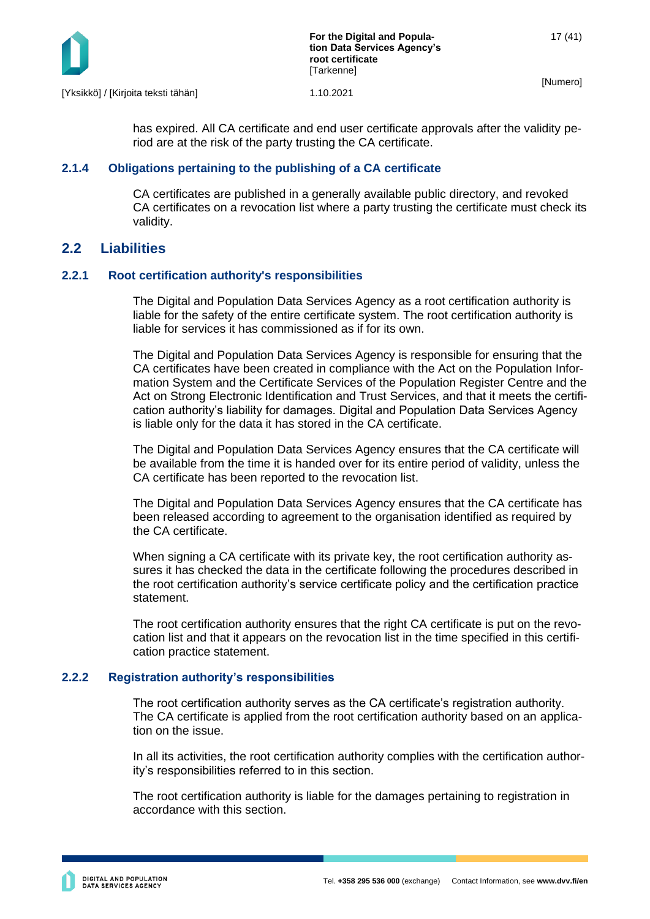has expired. All CA certificate and end user certificate approvals after the validity period are at the risk of the party trusting the CA certificate.

### 2.1.4 Obligations pertaining to the publishing of a CA certificate

CA certificates are published in a generally available public directory, and revoked CA certificates on a revocation list where a party trusting the certificate must check its validity.

## 2.2 Liabilities

### 2.2.1 Root certification authority's responsibilities

The Digital and Population Data Services Agency as a root certification authority is liable for the safety of the entire certificate system. The root certification authority is liable for services it has commissioned as if for its own.

The Digital and Population Data Services Agency is responsible for ensuring that the CA certificates have been created in compliance with the Act on the Population Information System and the Certificate Services of the Population Register Centre and the Act on Strong Electronic Identification and Trust Services, and that it meets the certification authority's liability for damages. Digital and Population Data Services Agency is liable only for the data it has stored in the CA certificate.

The Digital and Population Data Services Agency ensures that the CA certificate will be available from the time it is handed over for its entire period of validity, unless the CA certificate has been reported to the revocation list.

The Digital and Population Data Services Agency ensures that the CA certificate has been released according to agreement to the organisation identified as required by the CA certificate.

When signing a CA certificate with its private key, the root certification authority assures it has checked the data in the certificate following the procedures described in the root certification authority's service certificate policy and the certification practice statement.

The root certification authority ensures that the right CA certificate is put on the revocation list and that it appears on the revocation list in the time specified in this certification practice statement.

### 2.2.2 Registration authority's responsibilities

The root certification authority serves as the CA certificate's registration authority. The CA certificate is applied from the root certification authority based on an application on the issue.

In all its activities, the root certification authority complies with the certification authority's responsibilities referred to in this section.

The root certification authority is liable for the damages pertaining to registration in accordance with this section.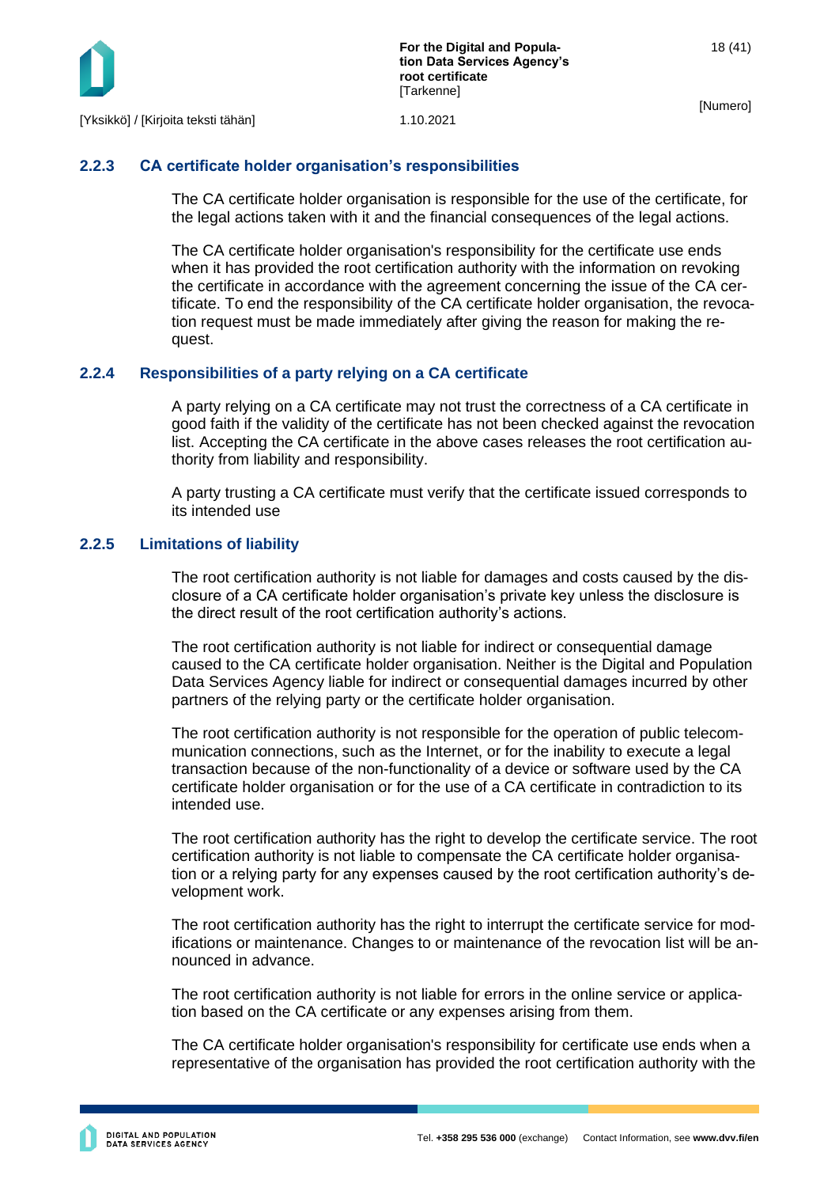### 2.2.3 CA certificate holder organisation's responsibilities

The CA certificate holder organisation is responsible for the use of the certificate, for the legal actions taken with it and the financial consequences of the legal actions.

The CA certificate holder organisation's responsibility for the certificate use ends when it has provided the root certification authority with the information on revoking the certificate in accordance with the agreement concerning the issue of the CA certificate. To end the responsibility of the CA certificate holder organisation, the revocation request must be made immediately after giving the reason for making the request.

### 2.2.4 Responsibilities of a party relying on a CA certificate

A party relying on a CA certificate may not trust the correctness of a CA certificate in good faith if the validity of the certificate has not been checked against the revocation list. Accepting the CA certificate in the above cases releases the root certification authority from liability and responsibility.

A party trusting a CA certificate must verify that the certificate issued corresponds to its intended use

### 2.2.5 Limitations of liability

The root certification authority is not liable for damages and costs caused by the disclosure of a CA certificate holder organisation's private key unless the disclosure is the direct result of the root certification authority's actions.

The root certification authority is not liable for indirect or consequential damage caused to the CA certificate holder organisation. Neither is the Digital and Population Data Services Agency liable for indirect or consequential damages incurred by other partners of the relying party or the certificate holder organisation.

The root certification authority is not responsible for the operation of public telecommunication connections, such as the Internet, or for the inability to execute a legal transaction because of the non-functionality of a device or software used by the CA certificate holder organisation or for the use of a CA certificate in contradiction to its intended use.

The root certification authority has the right to develop the certificate service. The root certification authority is not liable to compensate the CA certificate holder organisation or a relying party for any expenses caused by the root certification authority's development work.

The root certification authority has the right to interrupt the certificate service for modifications or maintenance. Changes to or maintenance of the revocation list will be announced in advance.

The root certification authority is not liable for errors in the online service or application based on the CA certificate or any expenses arising from them.

The CA certificate holder organisation's responsibility for certificate use ends when a representative of the organisation has provided the root certification authority with the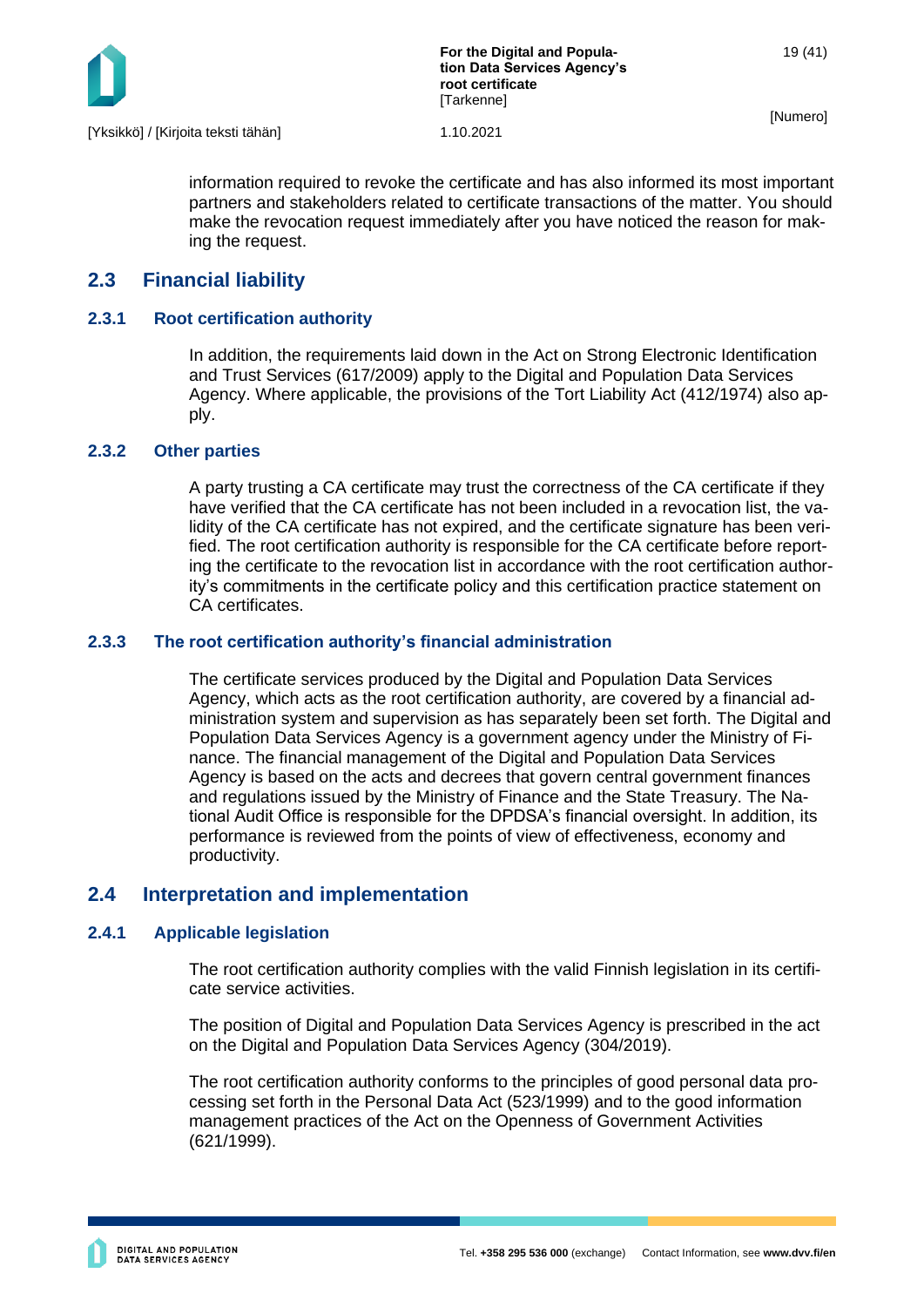information required to revoke the certificate and has also informed its most important partners and stakeholders related to certificate transactions of the matter. You should make the revocation request immediately after you have noticed the reason for making the request.

## 2.3 Financial liability

### 2.3.1 Root certification authority

In addition, the requirements laid down in the Act on Strong Electronic Identification and Trust Services (617/2009) apply to the Digital and Population Data Services Agency. Where applicable, the provisions of the Tort Liability Act (412/1974) also apply.

### 2.3.2 Other parties

A party trusting a CA certificate may trust the correctness of the CA certificate if they have verified that the CA certificate has not been included in a revocation list, the validity of the CA certificate has not expired, and the certificate signature has been verified. The root certification authority is responsible for the CA certificate before reporting the certificate to the revocation list in accordance with the root certification authority's commitments in the certificate policy and this certification practice statement on CA certificates.

### 2.3.3 The root certification authority's financial administration

The certificate services produced by the Digital and Population Data Services Agency, which acts as the root certification authority, are covered by a financial administration system and supervision as has separately been set forth. The Digital and Population Data Services Agency is a government agency under the Ministry of Finance. The financial management of the Digital and Population Data Services Agency is based on the acts and decrees that govern central government finances and regulations issued by the Ministry of Finance and the State Treasury. The National Audit Office is responsible for the DPDSA's financial oversight. In addition, its performance is reviewed from the points of view of effectiveness, economy and productivity.

## 2.4 Interpretation and implementation

### 2.4.1 Applicable legislation

The root certification authority complies with the valid Finnish legislation in its certificate service activities.

The position of Digital and Population Data Services Agency is prescribed in the act on the Digital and Population Data Services Agency (304/2019).

The root certification authority conforms to the principles of good personal data processing set forth in the Personal Data Act (523/1999) and to the good information management practices of the Act on the Openness of Government Activities (621/1999).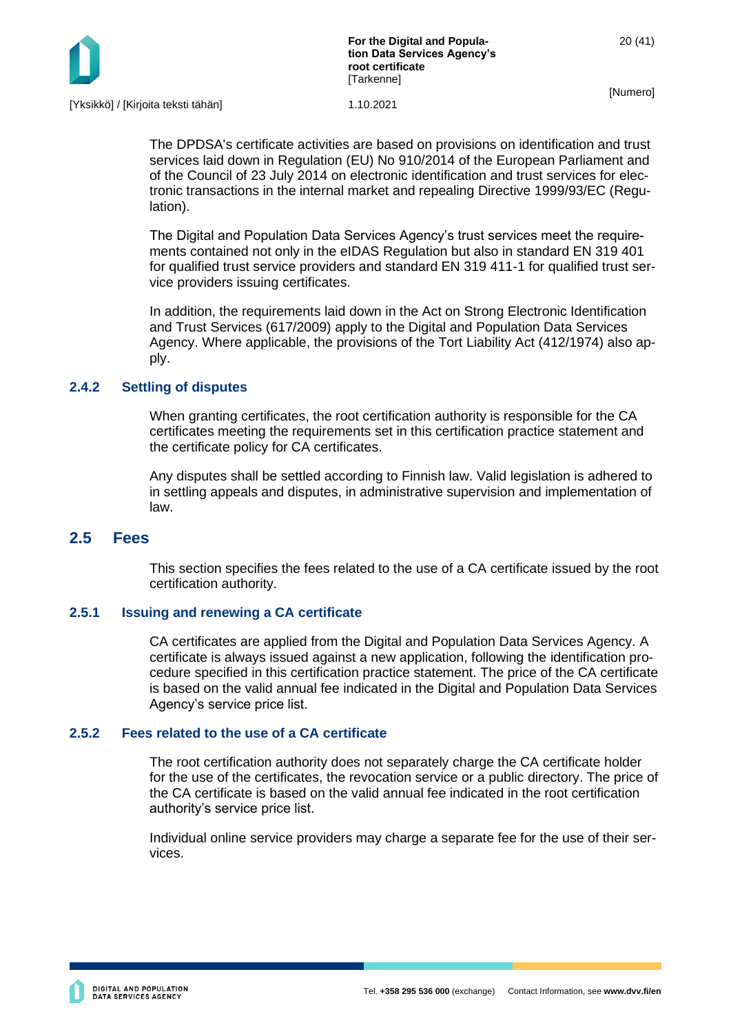The DPDSA's certificate activities are based on provisions on identification and trust services laid down in Regulation (EU) No 910/2014 of the European Parliament and of the Council of 23 July 2014 on electronic identification and trust services for electronic transactions in the internal market and repealing Directive 1999/93/EC (Regulation).

The Digital and Population Data Services Agency's trust services meet the requirements contained not only in the eIDAS Regulation but also in standard EN 319 401 for qualified trust service providers and standard EN 319 411-1 for qualified trust service providers issuing certificates.

In addition, the requirements laid down in the Act on Strong Electronic Identification and Trust Services (617/2009) apply to the Digital and Population Data Services Agency. Where applicable, the provisions of the Tort Liability Act (412/1974) also apply.

### 2.4.2 Settling of disputes

When granting certificates, the root certification authority is responsible for the CA certificates meeting the requirements set in this certification practice statement and the certificate policy for CA certificates.

Any disputes shall be settled according to Finnish law. Valid legislation is adhered to in settling appeals and disputes, in administrative supervision and implementation of law.

## 2.5 Fees

This section specifies the fees related to the use of a CA certificate issued by the root certification authority.

### 2.5.1 Issuing and renewing a CA certificate

CA certificates are applied from the Digital and Population Data Services Agency. A certificate is always issued against a new application, following the identification procedure specified in this certification practice statement. The price of the CA certificate is based on the valid annual fee indicated in the Digital and Population Data Services Agency's service price list.

### 2.5.2 Fees related to the use of a CA certificate

The root certification authority does not separately charge the CA certificate holder for the use of the certificates, the revocation service or a public directory. The price of the CA certificate is based on the valid annual fee indicated in the root certification authority's service price list.

Individual online service providers may charge a separate fee for the use of their services.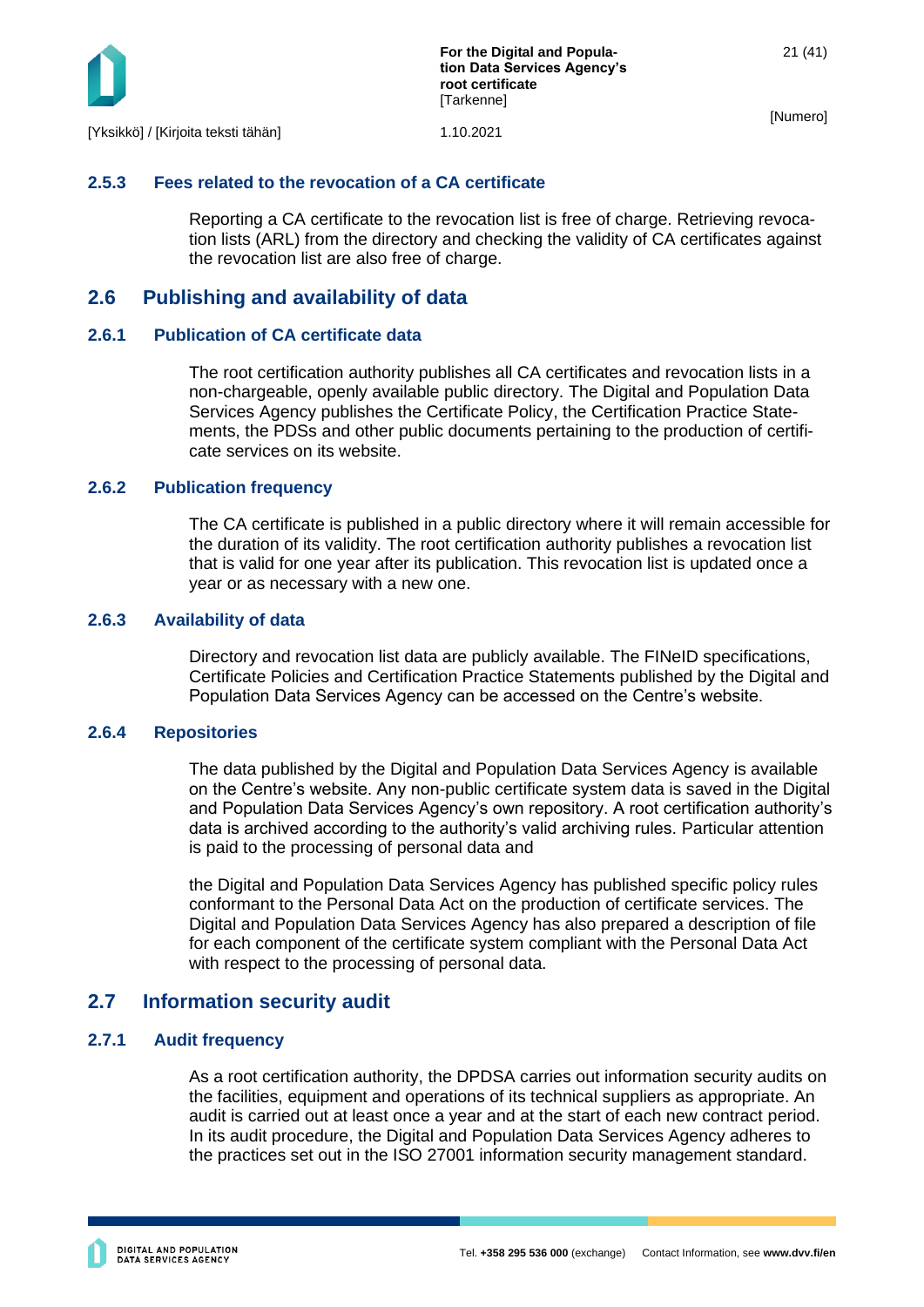### 2.5.3 Fees related to the revocation of a CA certificate

Reporting a CA certificate to the revocation list is free of charge. Retrieving revocation lists (ARL) from the directory and checking the validity of CA certificates against the revocation list are also free of charge.

## 2.6 Publishing and availability of data

### 2.6.1 Publication of CA certificate data

The root certification authority publishes all CA certificates and revocation lists in a non-chargeable, openly available public directory. The Digital and Population Data Services Agency publishes the Certificate Policy, the Certification Practice Statements, the PDSs and other public documents pertaining to the production of certificate services on its website.

### 2.6.2 Publication frequency

The CA certificate is published in a public directory where it will remain accessible for the duration of its validity. The root certification authority publishes a revocation list that is valid for one year after its publication. This revocation list is updated once a year or as necessary with a new one.

### 2.6.3 Availability of data

Directory and revocation list data are publicly available. The FINeID specifications, Certificate Policies and Certification Practice Statements published by the Digital and Population Data Services Agency can be accessed on the Centre's website.

### 2.6.4 Repositories

The data published by the Digital and Population Data Services Agency is available on the Centre's website. Any non-public certificate system data is saved in the Digital and Population Data Services Agency's own repository. A root certification authority's data is archived according to the authority's valid archiving rules. Particular attention is paid to the processing of personal data and

the Digital and Population Data Services Agency has published specific policy rules conformant to the Personal Data Act on the production of certificate services. The Digital and Population Data Services Agency has also prepared a description of file for each component of the certificate system compliant with the Personal Data Act with respect to the processing of personal data.

## 2.7 Information security audit

### 2.7.1 Audit frequency

As a root certification authority, the DPDSA carries out information security audits on the facilities, equipment and operations of its technical suppliers as appropriate. An audit is carried out at least once a year and at the start of each new contract period. In its audit procedure, the Digital and Population Data Services Agency adheres to the practices set out in the ISO 27001 information security management standard.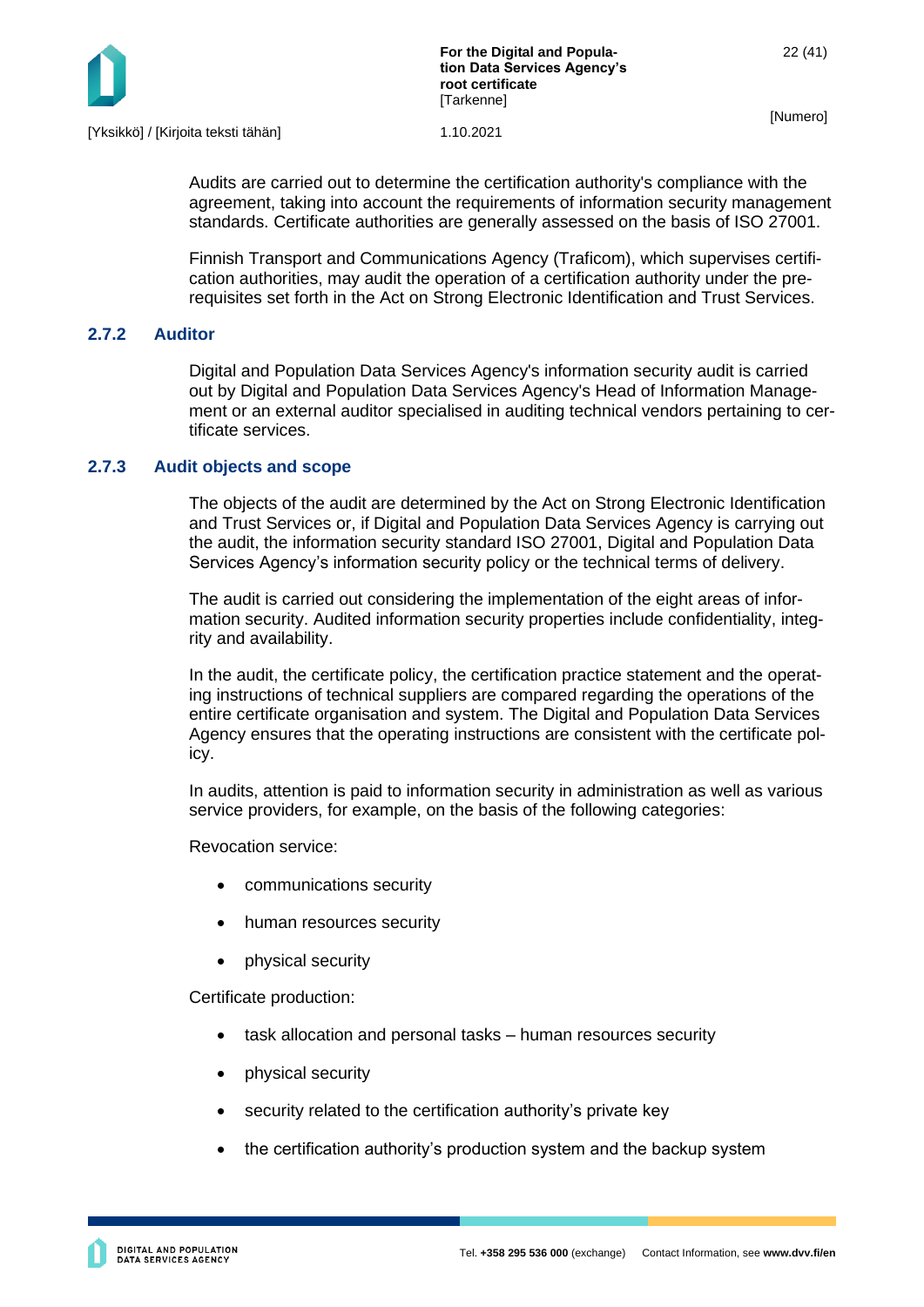Audits are carried out to determine the certification authority's compliance with the agreement, taking into account the requirements of information security management standards. Certificate authorities are generally assessed on the basis of ISO 27001.

Finnish Transport and Communications Agency (Traficom), which supervises certification authorities, may audit the operation of a certification authority under the prerequisites set forth in the Act on Strong Electronic Identification and Trust Services.

### 2.7.2 Auditor

Digital and Population Data Services Agency's information security audit is carried out by Digital and Population Data Services Agency's Head of Information Management or an external auditor specialised in auditing technical vendors pertaining to certificate services.

### 2.7.3 Audit objects and scope

The objects of the audit are determined by the Act on Strong Electronic Identification and Trust Services or, if Digital and Population Data Services Agency is carrying out the audit, the information security standard ISO 27001, Digital and Population Data Services Agency's information security policy or the technical terms of delivery.

The audit is carried out considering the implementation of the eight areas of information security. Audited information security properties include confidentiality, integrity and availability.

In the audit, the certificate policy, the certification practice statement and the operating instructions of technical suppliers are compared regarding the operations of the entire certificate organisation and system. The Digital and Population Data Services Agency ensures that the operating instructions are consistent with the certificate policy.

In audits, attention is paid to information security in administration as well as various service providers, for example, on the basis of the following categories:

Revocation service:

- communications security
- human resources security
- physical security

Certificate production:

- task allocation and personal tasks – human resources security
- physical security
- security related to the certification authority's private key
- the certification authority's production system and the backup system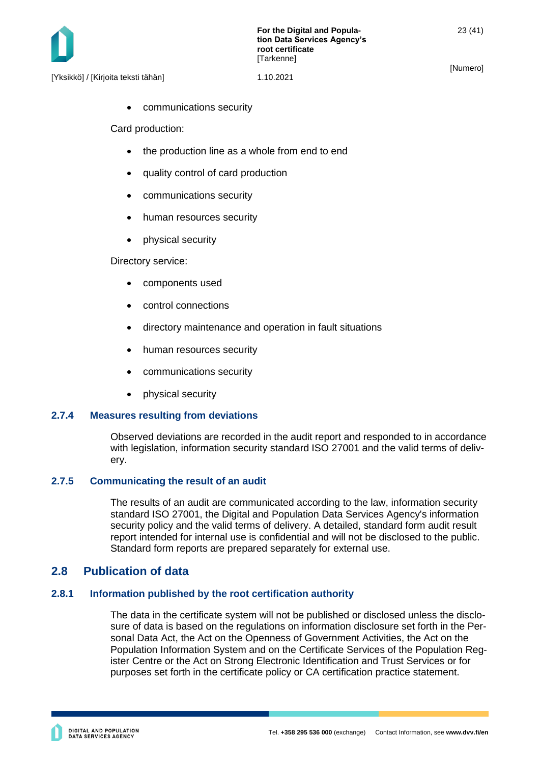- communications security

Card production:

- the production line as a whole from end to end
- quality control of card production
- communications security
- human resources security
- physical security

Directory service:

- components used
- control connections
- directory maintenance and operation in fault situations
- human resources security
- communications security
- physical security

### 2.7.4 Measures resulting from deviations

Observed deviations are recorded in the audit report and responded to in accordance with legislation, information security standard ISO 27001 and the valid terms of delivery.

### 2.7.5 Communicating the result of an audit

The results of an audit are communicated according to the law, information security standard ISO 27001, the Digital and Population Data Services Agency's information security policy and the valid terms of delivery. A detailed, standard form audit result report intended for internal use is confidential and will not be disclosed to the public. Standard form reports are prepared separately for external use.

## 2.8 Publication of data

### 2.8.1 Information published by the root certification authority

The data in the certificate system will not be published or disclosed unless the disclosure of data is based on the regulations on information disclosure set forth in the Personal Data Act, the Act on the Openness of Government Activities, the Act on the Population Information System and on the Certificate Services of the Population Register Centre or the Act on Strong Electronic Identification and Trust Services or for purposes set forth in the certificate policy or CA certification practice statement.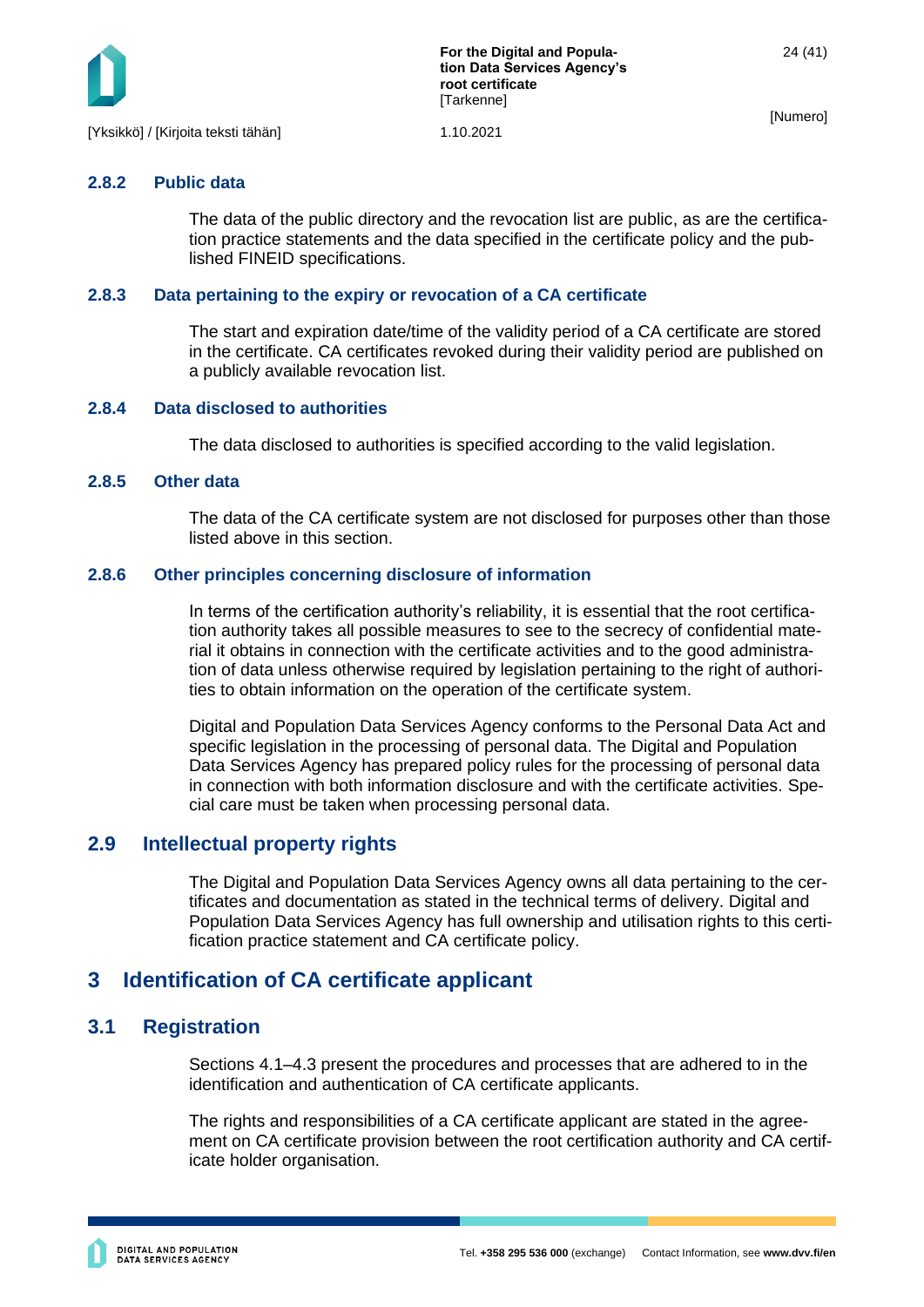### 2.8.2 Public data

The data of the public directory and the revocation list are public, as are the certification practice statements and the data specified in the certificate policy and the published FINEID specifications.

### 2.8.3 Data pertaining to the expiry or revocation of a CA certificate

The start and expiration date/time of the validity period of a CA certificate are stored in the certificate. CA certificates revoked during their validity period are published on a publicly available revocation list.

### 2.8.4 Data disclosed to authorities

The data disclosed to authorities is specified according to the valid legislation.

### 2.8.5 Other data

The data of the CA certificate system are not disclosed for purposes other than those listed above in this section.

### 2.8.6 Other principles concerning disclosure of information

In terms of the certification authority's reliability, it is essential that the root certification authority takes all possible measures to see to the secrecy of confidential material it obtains in connection with the certificate activities and to the good administration of data unless otherwise required by legislation pertaining to the right of authorities to obtain information on the operation of the certificate system.

Digital and Population Data Services Agency conforms to the Personal Data Act and specific legislation in the processing of personal data. The Digital and Population Data Services Agency has prepared policy rules for the processing of personal data in connection with both information disclosure and with the certificate activities. Special care must be taken when processing personal data.

## 2.9 Intellectual property rights

The Digital and Population Data Services Agency owns all data pertaining to the certificates and documentation as stated in the technical terms of delivery. Digital and Population Data Services Agency has full ownership and utilisation rights to this certification practice statement and CA certificate policy.

# 3 Identification of CA certificate applicant

## 3.1 Registration

Sections 4.1–4.3 present the procedures and processes that are adhered to in the identification and authentication of CA certificate applicants.

The rights and responsibilities of a CA certificate applicant are stated in the agreement on CA certificate provision between the root certification authority and CA certificate holder organisation.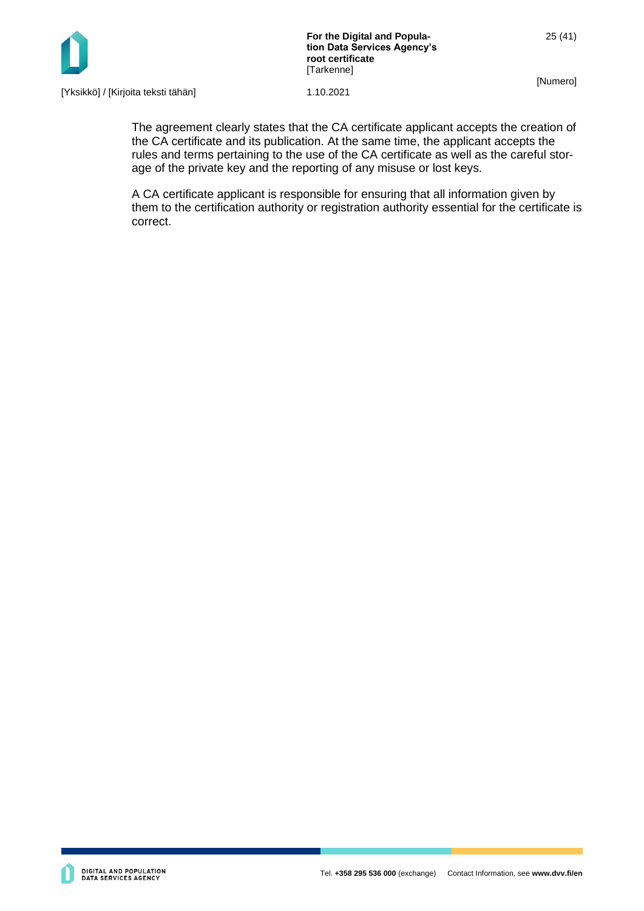The agreement clearly states that the CA certificate applicant accepts the creation of the CA certificate and its publication. At the same time, the applicant accepts the rules and terms pertaining to the use of the CA certificate as well as the careful storage of the private key and the reporting of any misuse or lost keys.

A CA certificate applicant is responsible for ensuring that all information given by them to the certification authority or registration authority essential for the certificate is correct.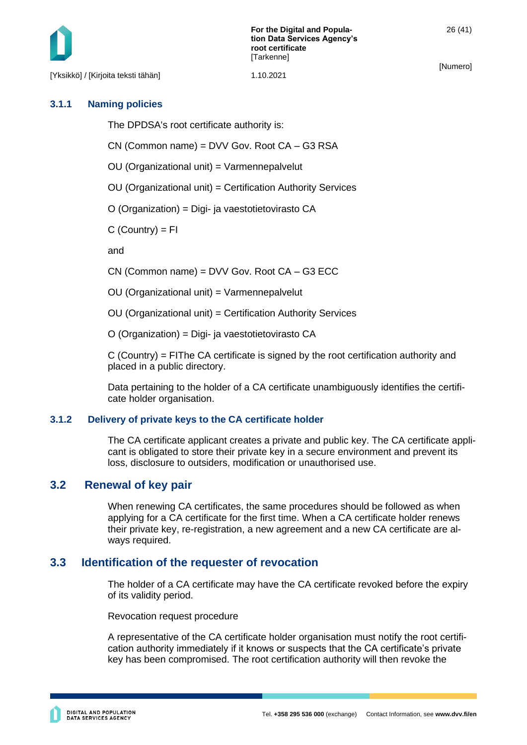### 3.1.1 Naming policies

The DPDSA's root certificate authority is:

CN (Common name) = DVV Gov. Root CA – G3 RSA

OU (Organizational unit) = Varmennepalvelut

OU (Organizational unit) = Certification Authority Services

O (Organization) = Digi- ja vaestotietovirasto CA

C (Country) = FI

and

CN (Common name) = DVV Gov. Root CA – G3 ECC

OU (Organizational unit) = Varmennepalvelut

OU (Organizational unit) = Certification Authority Services

O (Organization) = Digi- ja vaestotietovirasto CA

C (Country) = FIThe CA certificate is signed by the root certification authority and placed in a public directory.

Data pertaining to the holder of a CA certificate unambiguously identifies the certificate holder organisation.

### 3.1.2 Delivery of private keys to the CA certificate holder

The CA certificate applicant creates a private and public key. The CA certificate applicant is obligated to store their private key in a secure environment and prevent its loss, disclosure to outsiders, modification or unauthorised use.

## 3.2 Renewal of key pair

When renewing CA certificates, the same procedures should be followed as when applying for a CA certificate for the first time. When a CA certificate holder renews their private key, re-registration, a new agreement and a new CA certificate are always required.

## 3.3 Identification of the requester of revocation

The holder of a CA certificate may have the CA certificate revoked before the expiry of its validity period.

Revocation request procedure

A representative of the CA certificate holder organisation must notify the root certification authority immediately if it knows or suspects that the CA certificate's private key has been compromised. The root certification authority will then revoke the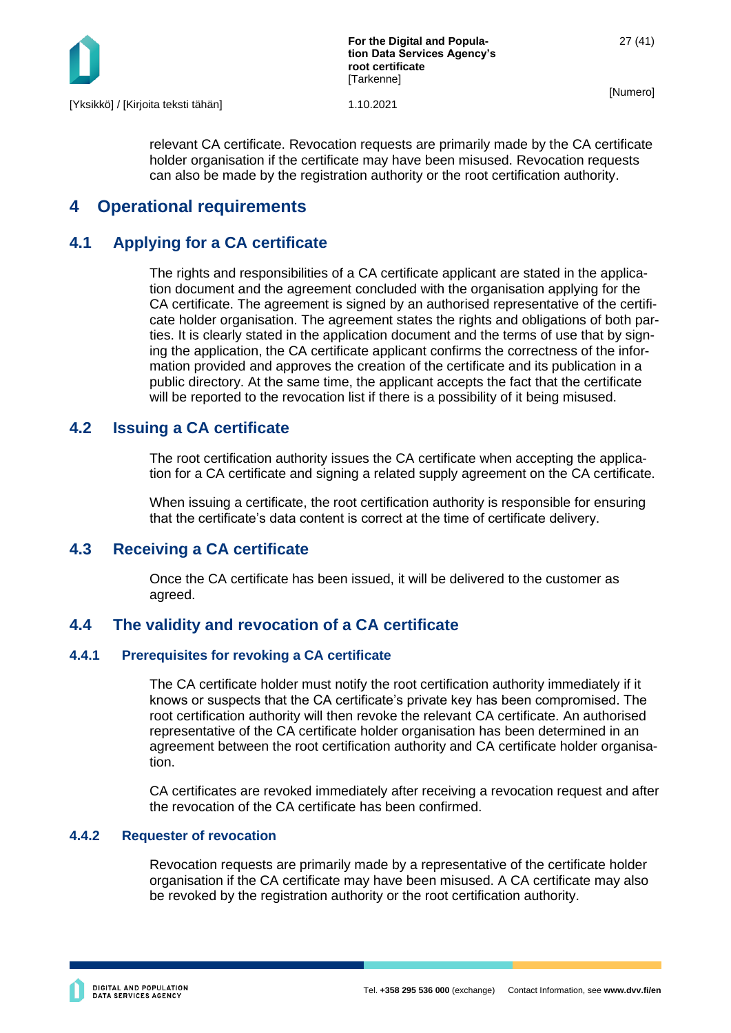relevant CA certificate. Revocation requests are primarily made by the CA certificate holder organisation if the certificate may have been misused. Revocation requests can also be made by the registration authority or the root certification authority.

# 4 Operational requirements

## 4.1 Applying for a CA certificate

The rights and responsibilities of a CA certificate applicant are stated in the application document and the agreement concluded with the organisation applying for the CA certificate. The agreement is signed by an authorised representative of the certificate holder organisation. The agreement states the rights and obligations of both parties. It is clearly stated in the application document and the terms of use that by signing the application, the CA certificate applicant confirms the correctness of the information provided and approves the creation of the certificate and its publication in a public directory. At the same time, the applicant accepts the fact that the certificate will be reported to the revocation list if there is a possibility of it being misused.

## 4.2 Issuing a CA certificate

The root certification authority issues the CA certificate when accepting the application for a CA certificate and signing a related supply agreement on the CA certificate.

When issuing a certificate, the root certification authority is responsible for ensuring that the certificate's data content is correct at the time of certificate delivery.

## 4.3 Receiving a CA certificate

Once the CA certificate has been issued, it will be delivered to the customer as agreed.

## 4.4 The validity and revocation of a CA certificate

### 4.4.1 Prerequisites for revoking a CA certificate

The CA certificate holder must notify the root certification authority immediately if it knows or suspects that the CA certificate's private key has been compromised. The root certification authority will then revoke the relevant CA certificate. An authorised representative of the CA certificate holder organisation has been determined in an agreement between the root certification authority and CA certificate holder organisation.

CA certificates are revoked immediately after receiving a revocation request and after the revocation of the CA certificate has been confirmed.

### 4.4.2 Requester of revocation

Revocation requests are primarily made by a representative of the certificate holder organisation if the CA certificate may have been misused. A CA certificate may also be revoked by the registration authority or the root certification authority.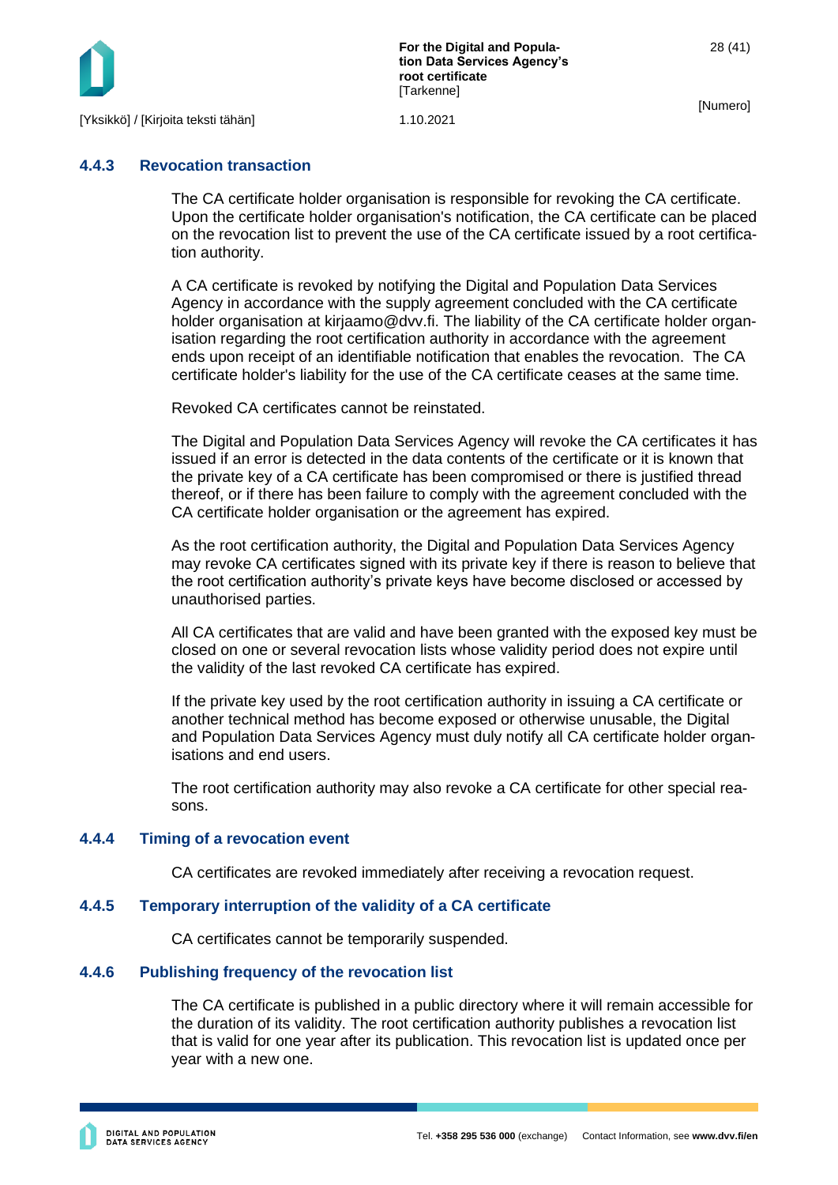### 4.4.3 Revocation transaction

The CA certificate holder organisation is responsible for revoking the CA certificate. Upon the certificate holder organisation's notification, the CA certificate can be placed on the revocation list to prevent the use of the CA certificate issued by a root certification authority.

A CA certificate is revoked by notifying the Digital and Population Data Services Agency in accordance with the supply agreement concluded with the CA certificate holder organisation at kirjaamo@dvv.fi. The liability of the CA certificate holder organisation regarding the root certification authority in accordance with the agreement ends upon receipt of an identifiable notification that enables the revocation. The CA certificate holder's liability for the use of the CA certificate ceases at the same time.

Revoked CA certificates cannot be reinstated.

The Digital and Population Data Services Agency will revoke the CA certificates it has issued if an error is detected in the data contents of the certificate or it is known that the private key of a CA certificate has been compromised or there is justified thread thereof, or if there has been failure to comply with the agreement concluded with the CA certificate holder organisation or the agreement has expired.

As the root certification authority, the Digital and Population Data Services Agency may revoke CA certificates signed with its private key if there is reason to believe that the root certification authority's private keys have become disclosed or accessed by unauthorised parties.

All CA certificates that are valid and have been granted with the exposed key must be closed on one or several revocation lists whose validity period does not expire until the validity of the last revoked CA certificate has expired.

If the private key used by the root certification authority in issuing a CA certificate or another technical method has become exposed or otherwise unusable, the Digital and Population Data Services Agency must duly notify all CA certificate holder organisations and end users.

The root certification authority may also revoke a CA certificate for other special reasons.

### 4.4.4 Timing of a revocation event

CA certificates are revoked immediately after receiving a revocation request.

### 4.4.5 Temporary interruption of the validity of a CA certificate

CA certificates cannot be temporarily suspended.

### 4.4.6 Publishing frequency of the revocation list

The CA certificate is published in a public directory where it will remain accessible for the duration of its validity. The root certification authority publishes a revocation list that is valid for one year after its publication. This revocation list is updated once per year with a new one.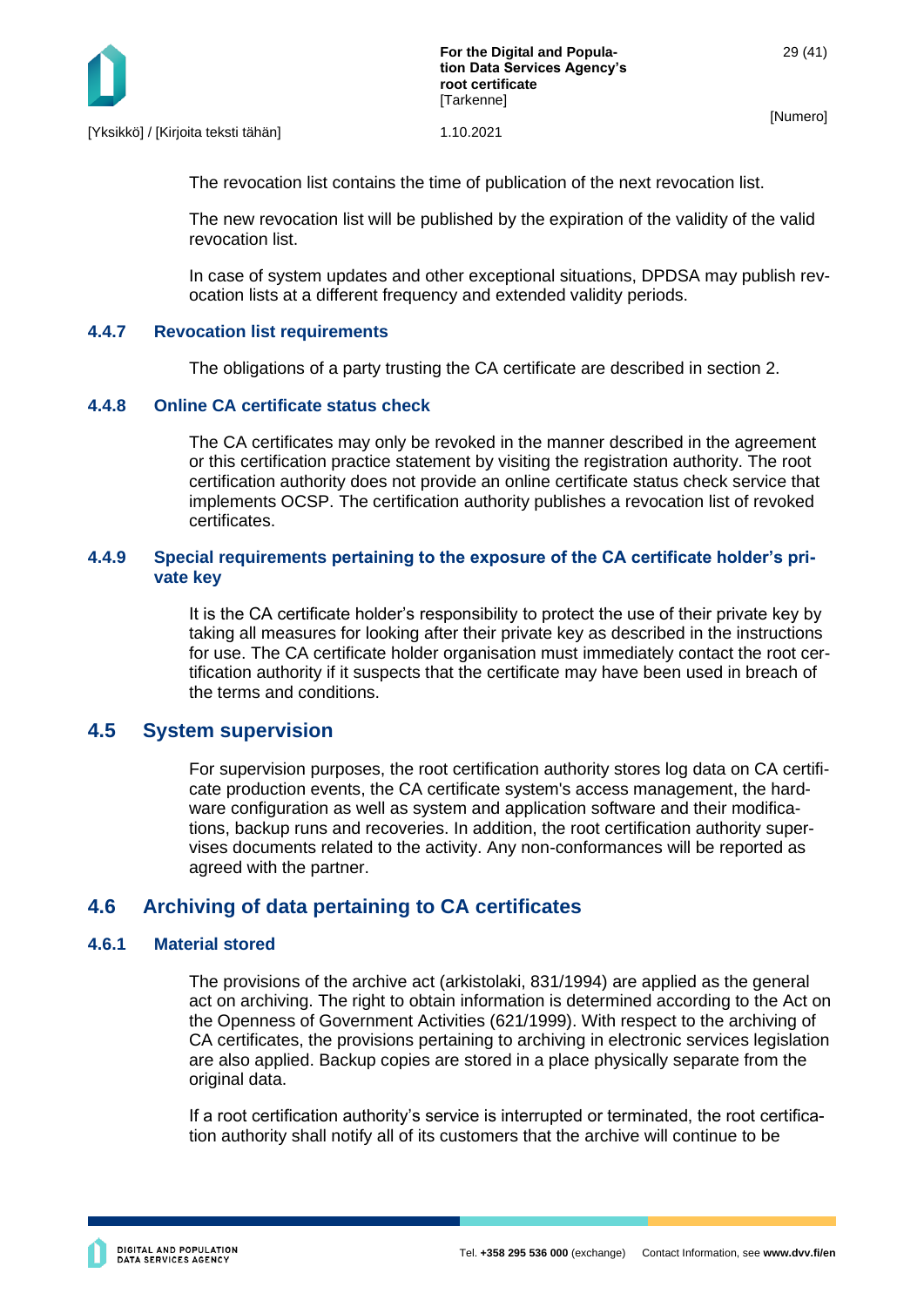The revocation list contains the time of publication of the next revocation list.

The new revocation list will be published by the expiration of the validity of the valid revocation list.

In case of system updates and other exceptional situations, DPDSA may publish revocation lists at a different frequency and extended validity periods.

### 4.4.7 Revocation list requirements

The obligations of a party trusting the CA certificate are described in section 2.

### 4.4.8 Online CA certificate status check

The CA certificates may only be revoked in the manner described in the agreement or this certification practice statement by visiting the registration authority. The root certification authority does not provide an online certificate status check service that implements OCSP. The certification authority publishes a revocation list of revoked certificates.

### 4.4.9 Special requirements pertaining to the exposure of the CA certificate holder's private key

It is the CA certificate holder's responsibility to protect the use of their private key by taking all measures for looking after their private key as described in the instructions for use. The CA certificate holder organisation must immediately contact the root certification authority if it suspects that the certificate may have been used in breach of the terms and conditions.

## 4.5 System supervision

For supervision purposes, the root certification authority stores log data on CA certificate production events, the CA certificate system's access management, the hardware configuration as well as system and application software and their modifications, backup runs and recoveries. In addition, the root certification authority supervises documents related to the activity. Any non-conformances will be reported as agreed with the partner.

## 4.6 Archiving of data pertaining to CA certificates

### 4.6.1 Material stored

The provisions of the archive act (arkistolaki, 831/1994) are applied as the general act on archiving. The right to obtain information is determined according to the Act on the Openness of Government Activities (621/1999). With respect to the archiving of CA certificates, the provisions pertaining to archiving in electronic services legislation are also applied. Backup copies are stored in a place physically separate from the original data.

If a root certification authority's service is interrupted or terminated, the root certification authority shall notify all of its customers that the archive will continue to be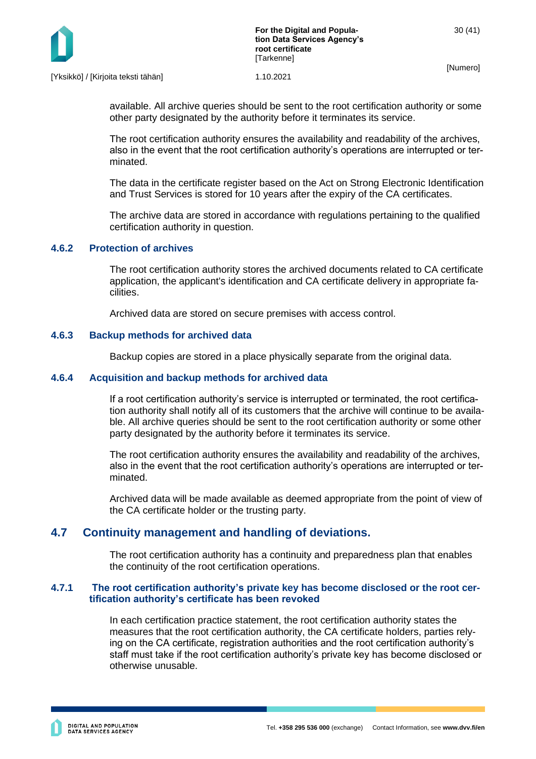available. All archive queries should be sent to the root certification authority or some other party designated by the authority before it terminates its service.

The root certification authority ensures the availability and readability of the archives, also in the event that the root certification authority's operations are interrupted or terminated.

The data in the certificate register based on the Act on Strong Electronic Identification and Trust Services is stored for 10 years after the expiry of the CA certificates.

The archive data are stored in accordance with regulations pertaining to the qualified certification authority in question.

### 4.6.2 Protection of archives

The root certification authority stores the archived documents related to CA certificate application, the applicant's identification and CA certificate delivery in appropriate facilities.

Archived data are stored on secure premises with access control.

### 4.6.3 Backup methods for archived data

Backup copies are stored in a place physically separate from the original data.

### 4.6.4 Acquisition and backup methods for archived data

If a root certification authority's service is interrupted or terminated, the root certification authority shall notify all of its customers that the archive will continue to be available. All archive queries should be sent to the root certification authority or some other party designated by the authority before it terminates its service.

The root certification authority ensures the availability and readability of the archives, also in the event that the root certification authority's operations are interrupted or terminated.

Archived data will be made available as deemed appropriate from the point of view of the CA certificate holder or the trusting party.

## 4.7 Continuity management and handling of deviations.

The root certification authority has a continuity and preparedness plan that enables the continuity of the root certification operations.

### 4.7.1 The root certification authority's private key has become disclosed or the root certification authority's certificate has been revoked

In each certification practice statement, the root certification authority states the measures that the root certification authority, the CA certificate holders, parties relying on the CA certificate, registration authorities and the root certification authority's staff must take if the root certification authority's private key has become disclosed or otherwise unusable.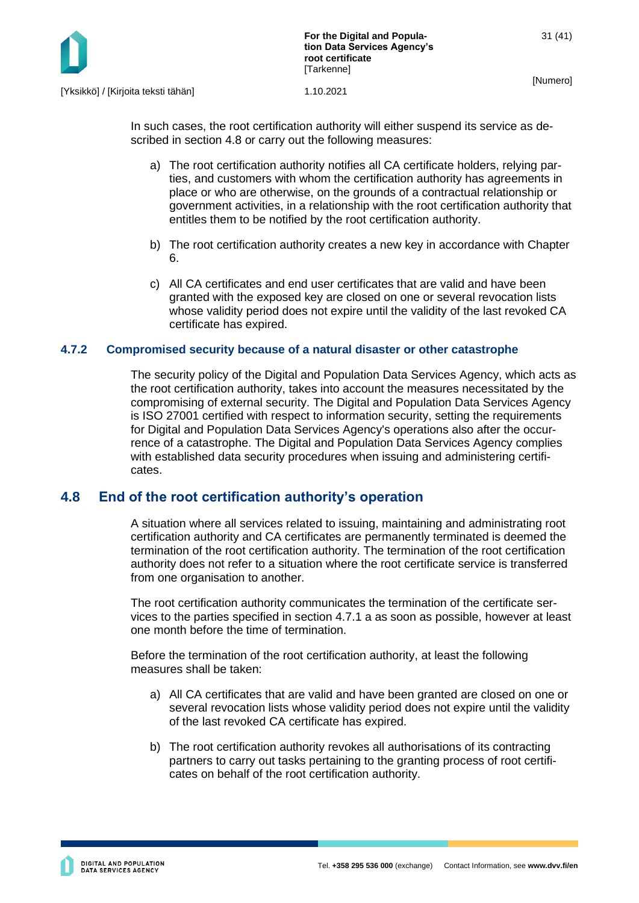In such cases, the root certification authority will either suspend its service as described in section 4.8 or carry out the following measures:

a) The root certification authority notifies all CA certificate holders, relying parties, and customers with whom the certification authority has agreements in place or who are otherwise, on the grounds of a contractual relationship or government activities, in a relationship with the root certification authority that entitles them to be notified by the root certification authority.

b) The root certification authority creates a new key in accordance with Chapter 6.

c) All CA certificates and end user certificates that are valid and have been granted with the exposed key are closed on one or several revocation lists whose validity period does not expire until the validity of the last revoked CA certificate has expired.

### 4.7.2 Compromised security because of a natural disaster or other catastrophe

The security policy of the Digital and Population Data Services Agency, which acts as the root certification authority, takes into account the measures necessitated by the compromising of external security. The Digital and Population Data Services Agency is ISO 27001 certified with respect to information security, setting the requirements for Digital and Population Data Services Agency's operations also after the occurrence of a catastrophe. The Digital and Population Data Services Agency complies with established data security procedures when issuing and administering certificates.

## 4.8 End of the root certification authority's operation

A situation where all services related to issuing, maintaining and administrating root certification authority and CA certificates are permanently terminated is deemed the termination of the root certification authority. The termination of the root certification authority does not refer to a situation where the root certificate service is transferred from one organisation to another.

The root certification authority communicates the termination of the certificate services to the parties specified in section 4.7.1 a as soon as possible, however at least one month before the time of termination.

Before the termination of the root certification authority, at least the following measures shall be taken:

a) All CA certificates that are valid and have been granted are closed on one or several revocation lists whose validity period does not expire until the validity of the last revoked CA certificate has expired.

b) The root certification authority revokes all authorisations of its contracting partners to carry out tasks pertaining to the granting process of root certificates on behalf of the root certification authority.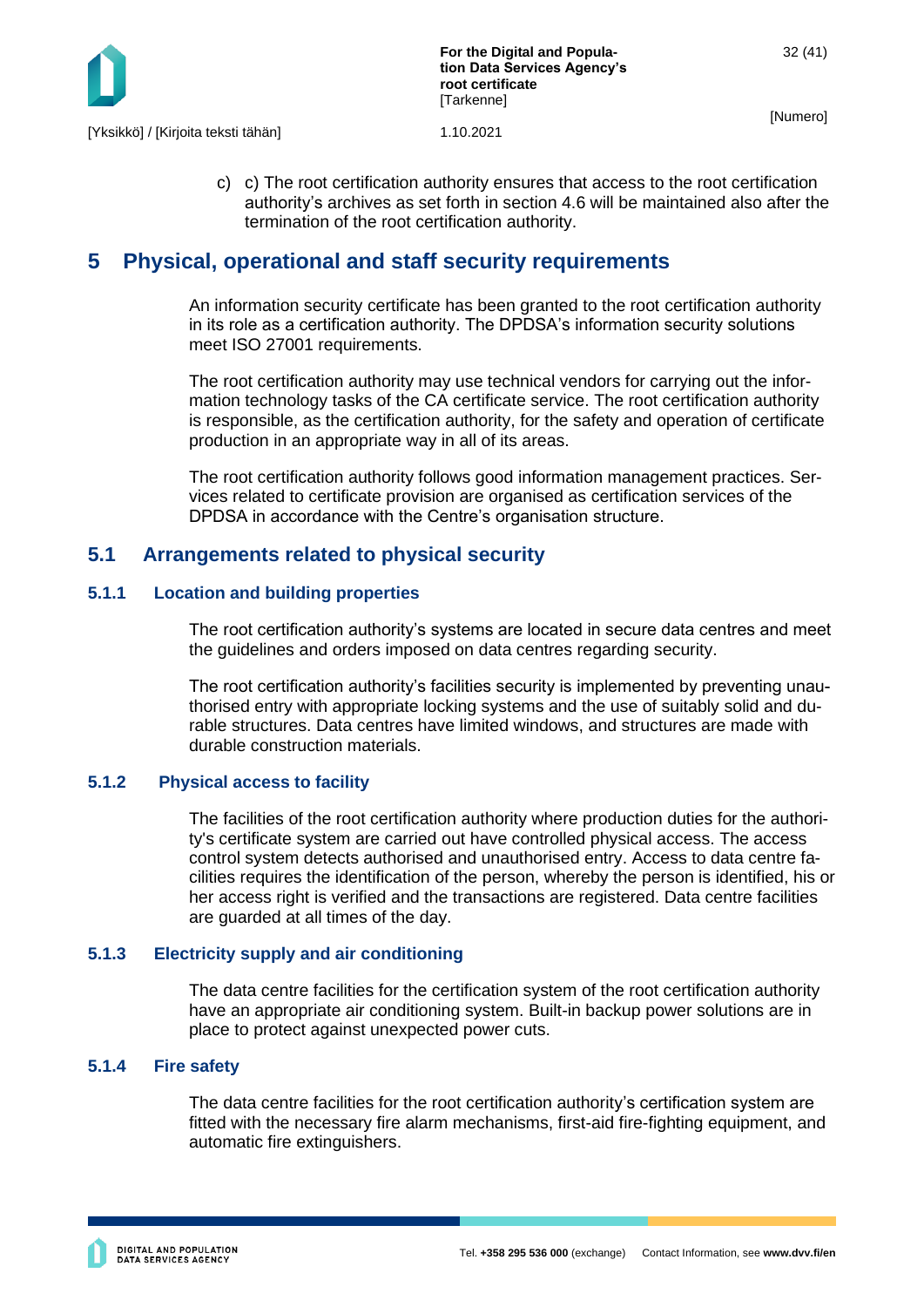c) c) The root certification authority ensures that access to the root certification authority's archives as set forth in section 4.6 will be maintained also after the termination of the root certification authority.

# 5 Physical, operational and staff security requirements

An information security certificate has been granted to the root certification authority in its role as a certification authority. The DPDSA's information security solutions meet ISO 27001 requirements.

The root certification authority may use technical vendors for carrying out the information technology tasks of the CA certificate service. The root certification authority is responsible, as the certification authority, for the safety and operation of certificate production in an appropriate way in all of its areas.

The root certification authority follows good information management practices. Services related to certificate provision are organised as certification services of the DPDSA in accordance with the Centre's organisation structure.

## 5.1 Arrangements related to physical security

### 5.1.1 Location and building properties

The root certification authority's systems are located in secure data centres and meet the guidelines and orders imposed on data centres regarding security.

The root certification authority's facilities security is implemented by preventing unauthorised entry with appropriate locking systems and the use of suitably solid and durable structures. Data centres have limited windows, and structures are made with durable construction materials.

### 5.1.2 Physical access to facility

The facilities of the root certification authority where production duties for the authority's certificate system are carried out have controlled physical access. The access control system detects authorised and unauthorised entry. Access to data centre facilities requires the identification of the person, whereby the person is identified, his or her access right is verified and the transactions are registered. Data centre facilities are guarded at all times of the day.

### 5.1.3 Electricity supply and air conditioning

The data centre facilities for the certification system of the root certification authority have an appropriate air conditioning system. Built-in backup power solutions are in place to protect against unexpected power cuts.

### 5.1.4 Fire safety

The data centre facilities for the root certification authority's certification system are fitted with the necessary fire alarm mechanisms, first-aid fire-fighting equipment, and automatic fire extinguishers.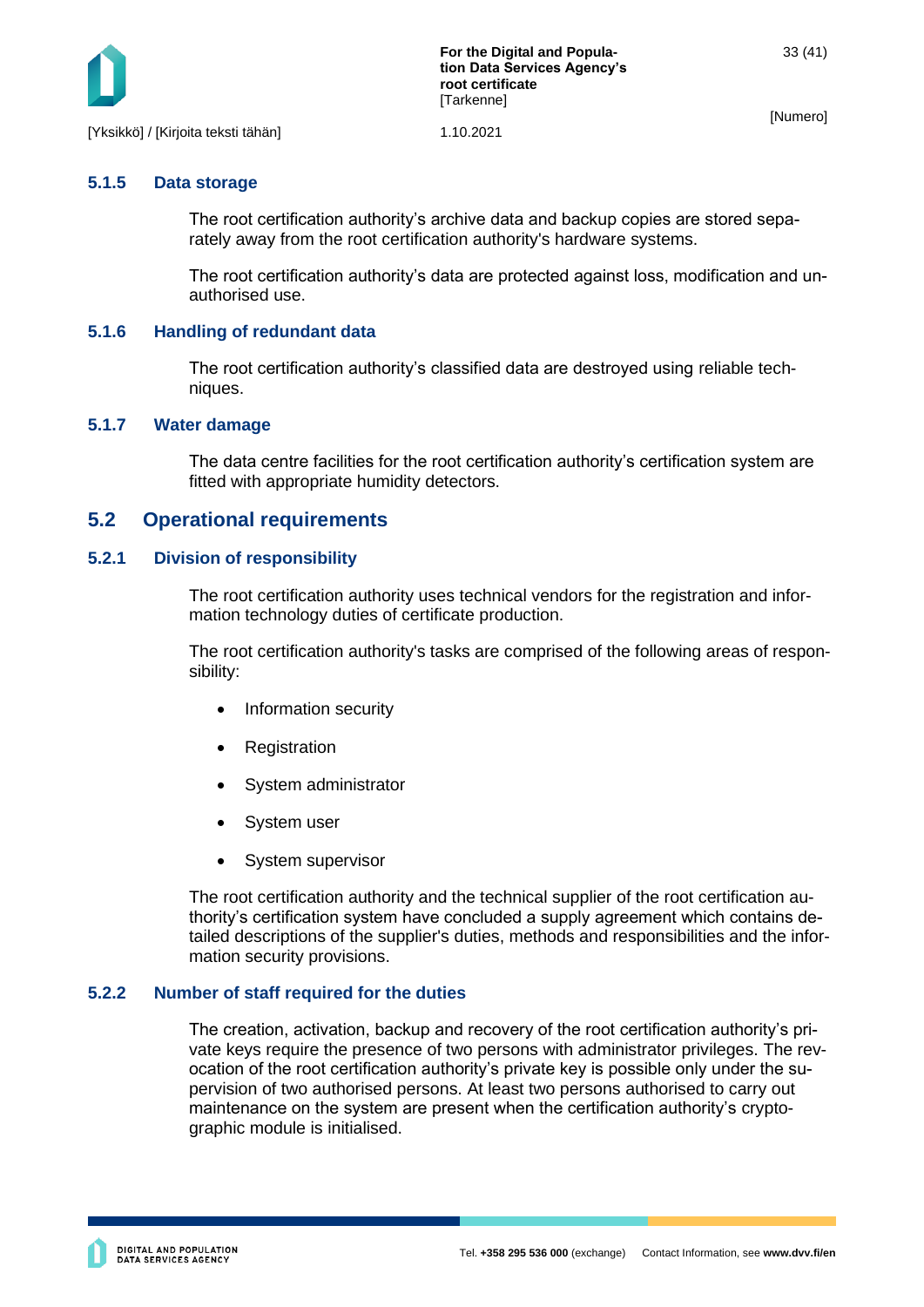### 5.1.5 Data storage

The root certification authority's archive data and backup copies are stored separately away from the root certification authority's hardware systems.

The root certification authority's data are protected against loss, modification and unauthorised use.

### 5.1.6 Handling of redundant data

The root certification authority's classified data are destroyed using reliable techniques.

### 5.1.7 Water damage

The data centre facilities for the root certification authority's certification system are fitted with appropriate humidity detectors.

## 5.2 Operational requirements

### 5.2.1 Division of responsibility

The root certification authority uses technical vendors for the registration and information technology duties of certificate production.

The root certification authority's tasks are comprised of the following areas of responsibility:

- Information security
- Registration
- System administrator
- System user
- System supervisor

The root certification authority and the technical supplier of the root certification authority's certification system have concluded a supply agreement which contains detailed descriptions of the supplier's duties, methods and responsibilities and the information security provisions.

### 5.2.2 Number of staff required for the duties

The creation, activation, backup and recovery of the root certification authority's private keys require the presence of two persons with administrator privileges. The revocation of the root certification authority's private key is possible only under the supervision of two authorised persons. At least two persons authorised to carry out maintenance on the system are present when the certification authority's cryptographic module is initialised.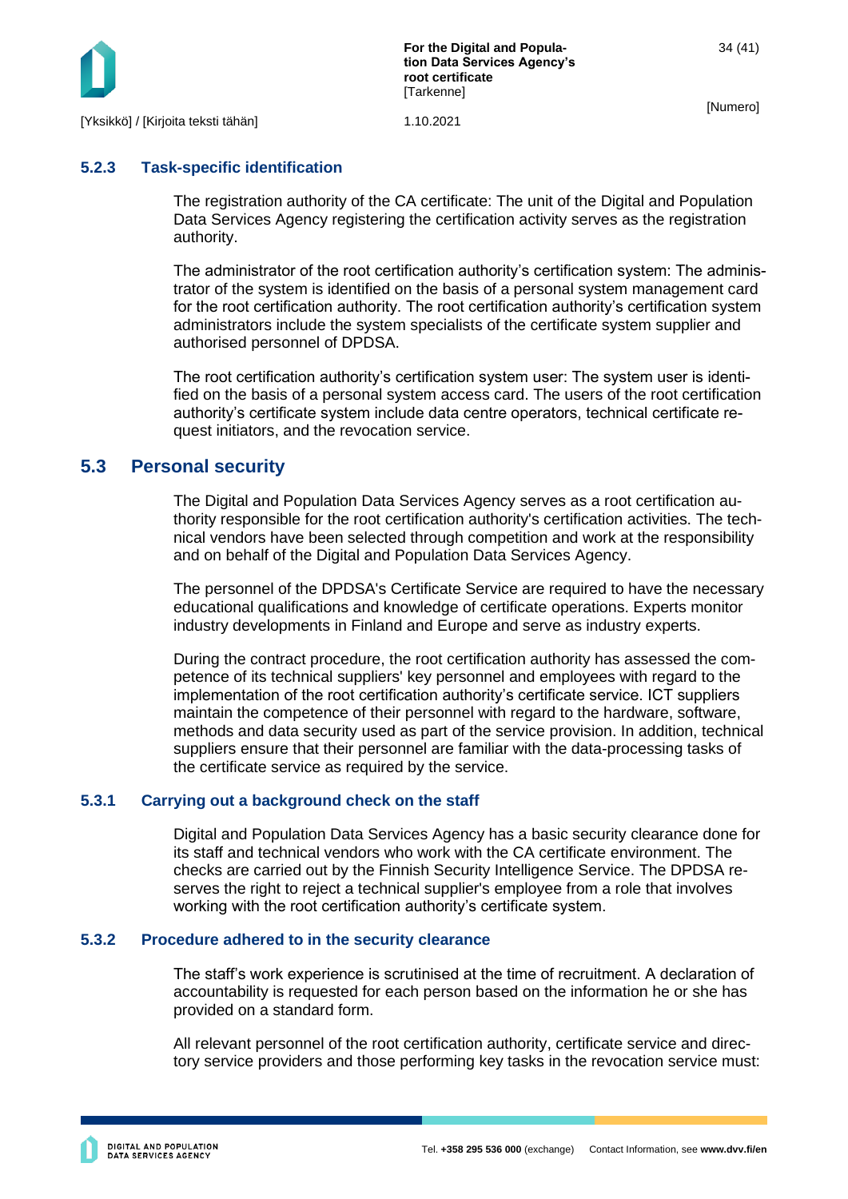### 5.2.3 Task-specific identification

The registration authority of the CA certificate: The unit of the Digital and Population Data Services Agency registering the certification activity serves as the registration authority.

The administrator of the root certification authority's certification system: The administrator of the system is identified on the basis of a personal system management card for the root certification authority. The root certification authority's certification system administrators include the system specialists of the certificate system supplier and authorised personnel of DPDSA.

The root certification authority's certification system user: The system user is identified on the basis of a personal system access card. The users of the root certification authority's certificate system include data centre operators, technical certificate request initiators, and the revocation service.

## 5.3 Personal security

The Digital and Population Data Services Agency serves as a root certification authority responsible for the root certification authority's certification activities. The technical vendors have been selected through competition and work at the responsibility and on behalf of the Digital and Population Data Services Agency.

The personnel of the DPDSA's Certificate Service are required to have the necessary educational qualifications and knowledge of certificate operations. Experts monitor industry developments in Finland and Europe and serve as industry experts.

During the contract procedure, the root certification authority has assessed the competence of its technical suppliers' key personnel and employees with regard to the implementation of the root certification authority's certificate service. ICT suppliers maintain the competence of their personnel with regard to the hardware, software, methods and data security used as part of the service provision. In addition, technical suppliers ensure that their personnel are familiar with the data-processing tasks of the certificate service as required by the service.

### 5.3.1 Carrying out a background check on the staff

Digital and Population Data Services Agency has a basic security clearance done for its staff and technical vendors who work with the CA certificate environment. The checks are carried out by the Finnish Security Intelligence Service. The DPDSA reserves the right to reject a technical supplier's employee from a role that involves working with the root certification authority's certificate system.

### 5.3.2 Procedure adhered to in the security clearance

The staff's work experience is scrutinised at the time of recruitment. A declaration of accountability is requested for each person based on the information he or she has provided on a standard form.

All relevant personnel of the root certification authority, certificate service and directory service providers and those performing key tasks in the revocation service must: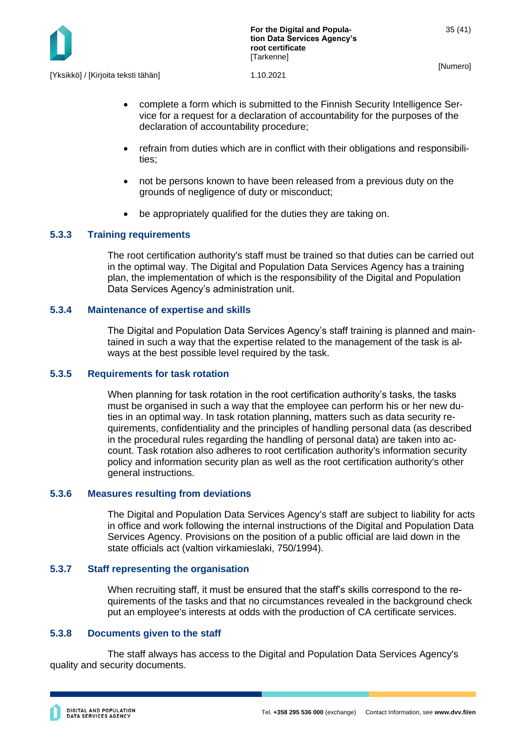- complete a form which is submitted to the Finnish Security Intelligence Service for a request for a declaration of accountability for the purposes of the declaration of accountability procedure;
- refrain from duties which are in conflict with their obligations and responsibilities;
- not be persons known to have been released from a previous duty on the grounds of negligence of duty or misconduct;
- be appropriately qualified for the duties they are taking on.

### 5.3.3 Training requirements

The root certification authority's staff must be trained so that duties can be carried out in the optimal way. The Digital and Population Data Services Agency has a training plan, the implementation of which is the responsibility of the Digital and Population Data Services Agency's administration unit.

### 5.3.4 Maintenance of expertise and skills

The Digital and Population Data Services Agency's staff training is planned and maintained in such a way that the expertise related to the management of the task is always at the best possible level required by the task.

### 5.3.5 Requirements for task rotation

When planning for task rotation in the root certification authority's tasks, the tasks must be organised in such a way that the employee can perform his or her new duties in an optimal way. In task rotation planning, matters such as data security requirements, confidentiality and the principles of handling personal data (as described in the procedural rules regarding the handling of personal data) are taken into account. Task rotation also adheres to root certification authority's information security policy and information security plan as well as the root certification authority's other general instructions.

### 5.3.6 Measures resulting from deviations

The Digital and Population Data Services Agency's staff are subject to liability for acts in office and work following the internal instructions of the Digital and Population Data Services Agency. Provisions on the position of a public official are laid down in the state officials act (valtion virkamieslaki, 750/1994).

### 5.3.7 Staff representing the organisation

When recruiting staff, it must be ensured that the staff's skills correspond to the requirements of the tasks and that no circumstances revealed in the background check put an employee's interests at odds with the production of CA certificate services.

### 5.3.8 Documents given to the staff

The staff always has access to the Digital and Population Data Services Agency's quality and security documents.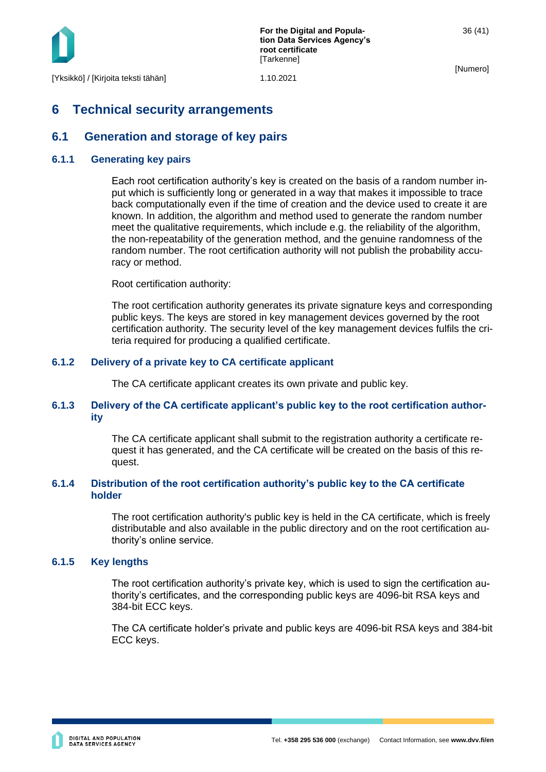# 6 Technical security arrangements

## 6.1 Generation and storage of key pairs

### 6.1.1 Generating key pairs

Each root certification authority's key is created on the basis of a random number input which is sufficiently long or generated in a way that makes it impossible to trace back computationally even if the time of creation and the device used to create it are known. In addition, the algorithm and method used to generate the random number meet the qualitative requirements, which include e.g. the reliability of the algorithm, the non-repeatability of the generation method, and the genuine randomness of the random number. The root certification authority will not publish the probability accuracy or method.

Root certification authority:

The root certification authority generates its private signature keys and corresponding public keys. The keys are stored in key management devices governed by the root certification authority. The security level of the key management devices fulfils the criteria required for producing a qualified certificate.

### 6.1.2 Delivery of a private key to CA certificate applicant

The CA certificate applicant creates its own private and public key.

### 6.1.3 Delivery of the CA certificate applicant's public key to the root certification authority

The CA certificate applicant shall submit to the registration authority a certificate request it has generated, and the CA certificate will be created on the basis of this request.

### 6.1.4 Distribution of the root certification authority's public key to the CA certificate holder

The root certification authority's public key is held in the CA certificate, which is freely distributable and also available in the public directory and on the root certification authority's online service.

### 6.1.5 Key lengths

The root certification authority's private key, which is used to sign the certification authority's certificates, and the corresponding public keys are 4096-bit RSA keys and 384-bit ECC keys.

The CA certificate holder's private and public keys are 4096-bit RSA keys and 384-bit ECC keys.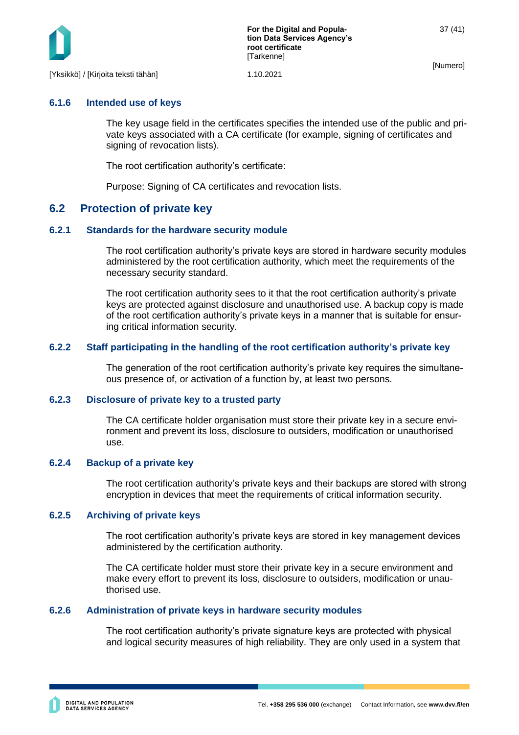### 6.1.6 Intended use of keys

The key usage field in the certificates specifies the intended use of the public and private keys associated with a CA certificate (for example, signing of certificates and signing of revocation lists).

The root certification authority's certificate:

Purpose: Signing of CA certificates and revocation lists.

## 6.2 Protection of private key

### 6.2.1 Standards for the hardware security module

The root certification authority's private keys are stored in hardware security modules administered by the root certification authority, which meet the requirements of the necessary security standard.

The root certification authority sees to it that the root certification authority's private keys are protected against disclosure and unauthorised use. A backup copy is made of the root certification authority's private keys in a manner that is suitable for ensuring critical information security.

### 6.2.2 Staff participating in the handling of the root certification authority's private key

The generation of the root certification authority's private key requires the simultaneous presence of, or activation of a function by, at least two persons.

### 6.2.3 Disclosure of private key to a trusted party

The CA certificate holder organisation must store their private key in a secure environment and prevent its loss, disclosure to outsiders, modification or unauthorised use.

### 6.2.4 Backup of a private key

The root certification authority's private keys and their backups are stored with strong encryption in devices that meet the requirements of critical information security.

### 6.2.5 Archiving of private keys

The root certification authority's private keys are stored in key management devices administered by the certification authority.

The CA certificate holder must store their private key in a secure environment and make every effort to prevent its loss, disclosure to outsiders, modification or unauthorised use.

### 6.2.6 Administration of private keys in hardware security modules

The root certification authority's private signature keys are protected with physical and logical security measures of high reliability. They are only used in a system that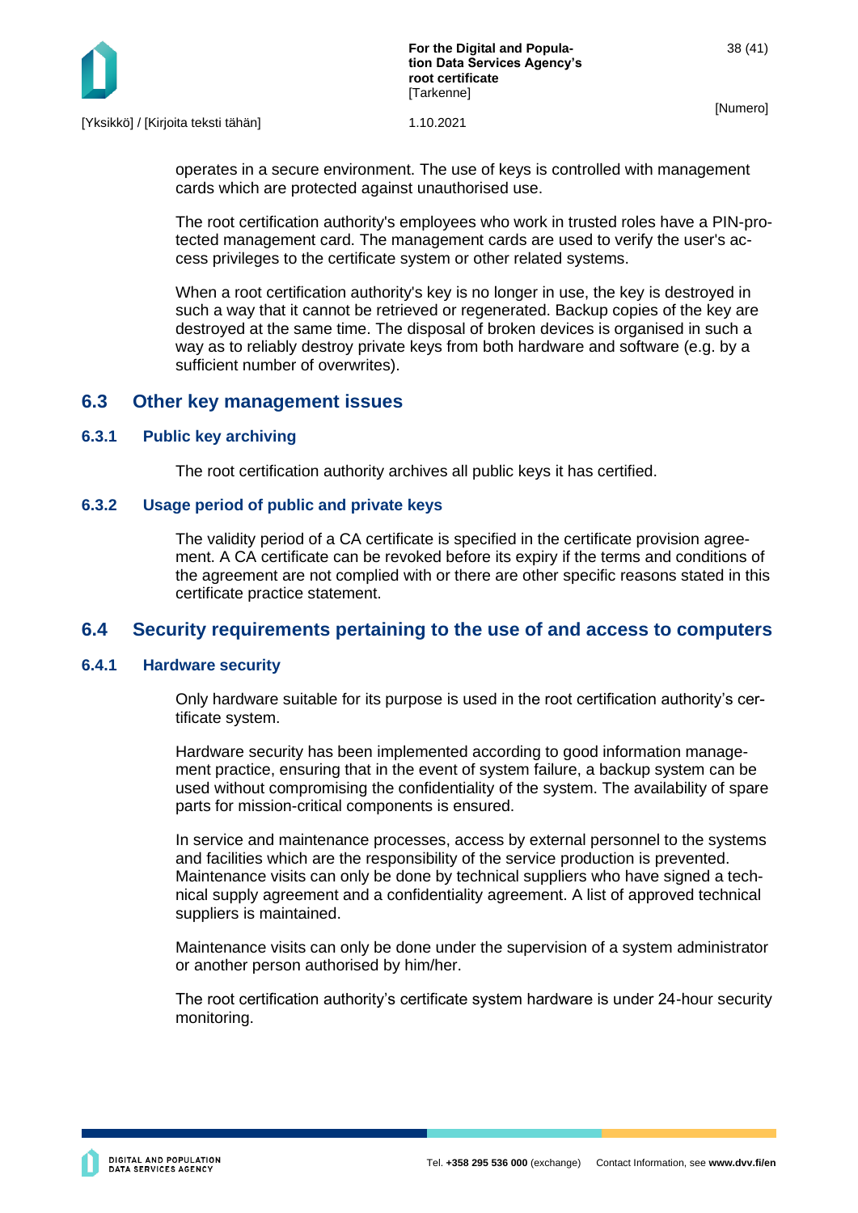operates in a secure environment. The use of keys is controlled with management cards which are protected against unauthorised use.

The root certification authority's employees who work in trusted roles have a PIN-protected management card. The management cards are used to verify the user's access privileges to the certificate system or other related systems.

When a root certification authority's key is no longer in use, the key is destroyed in such a way that it cannot be retrieved or regenerated. Backup copies of the key are destroyed at the same time. The disposal of broken devices is organised in such a way as to reliably destroy private keys from both hardware and software (e.g. by a sufficient number of overwrites).

## 6.3 Other key management issues

### 6.3.1 Public key archiving

The root certification authority archives all public keys it has certified.

### 6.3.2 Usage period of public and private keys

The validity period of a CA certificate is specified in the certificate provision agreement. A CA certificate can be revoked before its expiry if the terms and conditions of the agreement are not complied with or there are other specific reasons stated in this certificate practice statement.

## 6.4 Security requirements pertaining to the use of and access to computers

### 6.4.1 Hardware security

Only hardware suitable for its purpose is used in the root certification authority's certificate system.

Hardware security has been implemented according to good information management practice, ensuring that in the event of system failure, a backup system can be used without compromising the confidentiality of the system. The availability of spare parts for mission-critical components is ensured.

In service and maintenance processes, access by external personnel to the systems and facilities which are the responsibility of the service production is prevented. Maintenance visits can only be done by technical suppliers who have signed a technical supply agreement and a confidentiality agreement. A list of approved technical suppliers is maintained.

Maintenance visits can only be done under the supervision of a system administrator or another person authorised by him/her.

The root certification authority's certificate system hardware is under 24-hour security monitoring.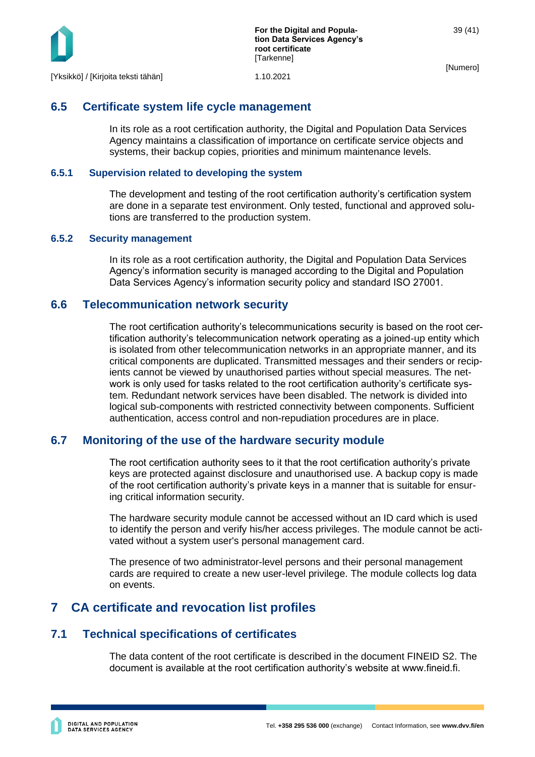## 6.5 Certificate system life cycle management

In its role as a root certification authority, the Digital and Population Data Services Agency maintains a classification of importance on certificate service objects and systems, their backup copies, priorities and minimum maintenance levels.

### 6.5.1 Supervision related to developing the system

The development and testing of the root certification authority's certification system are done in a separate test environment. Only tested, functional and approved solutions are transferred to the production system.

### 6.5.2 Security management

In its role as a root certification authority, the Digital and Population Data Services Agency's information security is managed according to the Digital and Population Data Services Agency's information security policy and standard ISO 27001.

## 6.6 Telecommunication network security

The root certification authority's telecommunications security is based on the root certification authority's telecommunication network operating as a joined-up entity which is isolated from other telecommunication networks in an appropriate manner, and its critical components are duplicated. Transmitted messages and their senders or recipients cannot be viewed by unauthorised parties without special measures. The network is only used for tasks related to the root certification authority's certificate system. Redundant network services have been disabled. The network is divided into logical sub-components with restricted connectivity between components. Sufficient authentication, access control and non-repudiation procedures are in place.

## 6.7 Monitoring of the use of the hardware security module

The root certification authority sees to it that the root certification authority's private keys are protected against disclosure and unauthorised use. A backup copy is made of the root certification authority's private keys in a manner that is suitable for ensuring critical information security.

The hardware security module cannot be accessed without an ID card which is used to identify the person and verify his/her access privileges. The module cannot be activated without a system user's personal management card.

The presence of two administrator-level persons and their personal management cards are required to create a new user-level privilege. The module collects log data on events.

# 7 CA certificate and revocation list profiles

## 7.1 Technical specifications of certificates

The data content of the root certificate is described in the document FINEID S2. The document is available at the root certification authority's website at www.fineid.fi.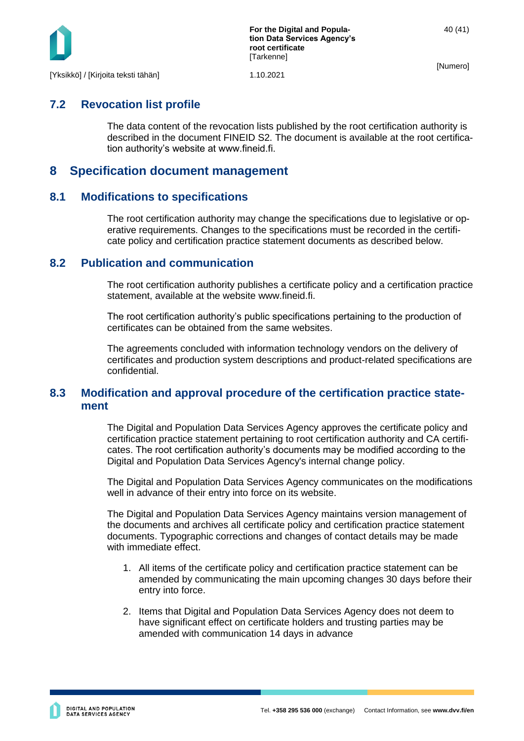## 7.2 Revocation list profile

The data content of the revocation lists published by the root certification authority is described in the document FINEID S2. The document is available at the root certification authority's website at www.fineid.fi.

# 8 Specification document management

## 8.1 Modifications to specifications

The root certification authority may change the specifications due to legislative or operative requirements. Changes to the specifications must be recorded in the certificate policy and certification practice statement documents as described below.

## 8.2 Publication and communication

The root certification authority publishes a certificate policy and a certification practice statement, available at the website www.fineid.fi.

The root certification authority's public specifications pertaining to the production of certificates can be obtained from the same websites.

The agreements concluded with information technology vendors on the delivery of certificates and production system descriptions and product-related specifications are confidential.

## 8.3 Modification and approval procedure of the certification practice statement

The Digital and Population Data Services Agency approves the certificate policy and certification practice statement pertaining to root certification authority and CA certificates. The root certification authority's documents may be modified according to the Digital and Population Data Services Agency's internal change policy.

The Digital and Population Data Services Agency communicates on the modifications well in advance of their entry into force on its website.

The Digital and Population Data Services Agency maintains version management of the documents and archives all certificate policy and certification practice statement documents. Typographic corrections and changes of contact details may be made with immediate effect.

1. All items of the certificate policy and certification practice statement can be amended by communicating the main upcoming changes 30 days before their entry into force.

2. Items that Digital and Population Data Services Agency does not deem to have significant effect on certificate holders and trusting parties may be amended with communication 14 days in advance